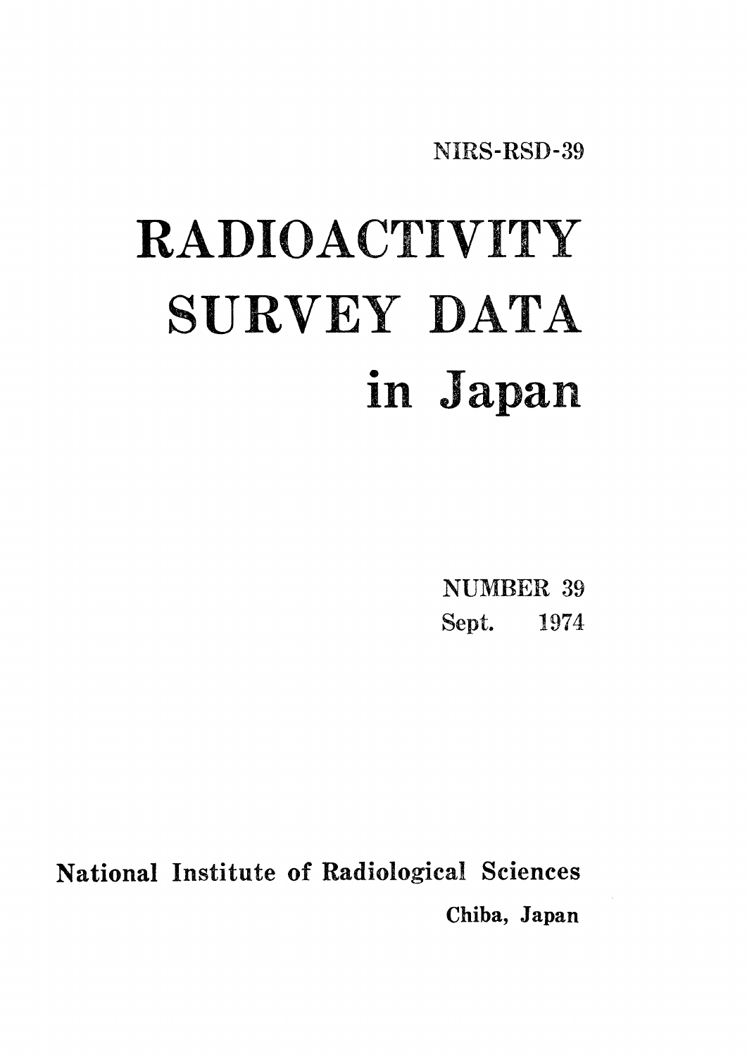NIRS-RSD-39

# RADIOACTIVITY SURVEY DATA in Japan

NUMBER 39
Sept. 1974

National Institute of Radiological Sciences
Chiba, Japan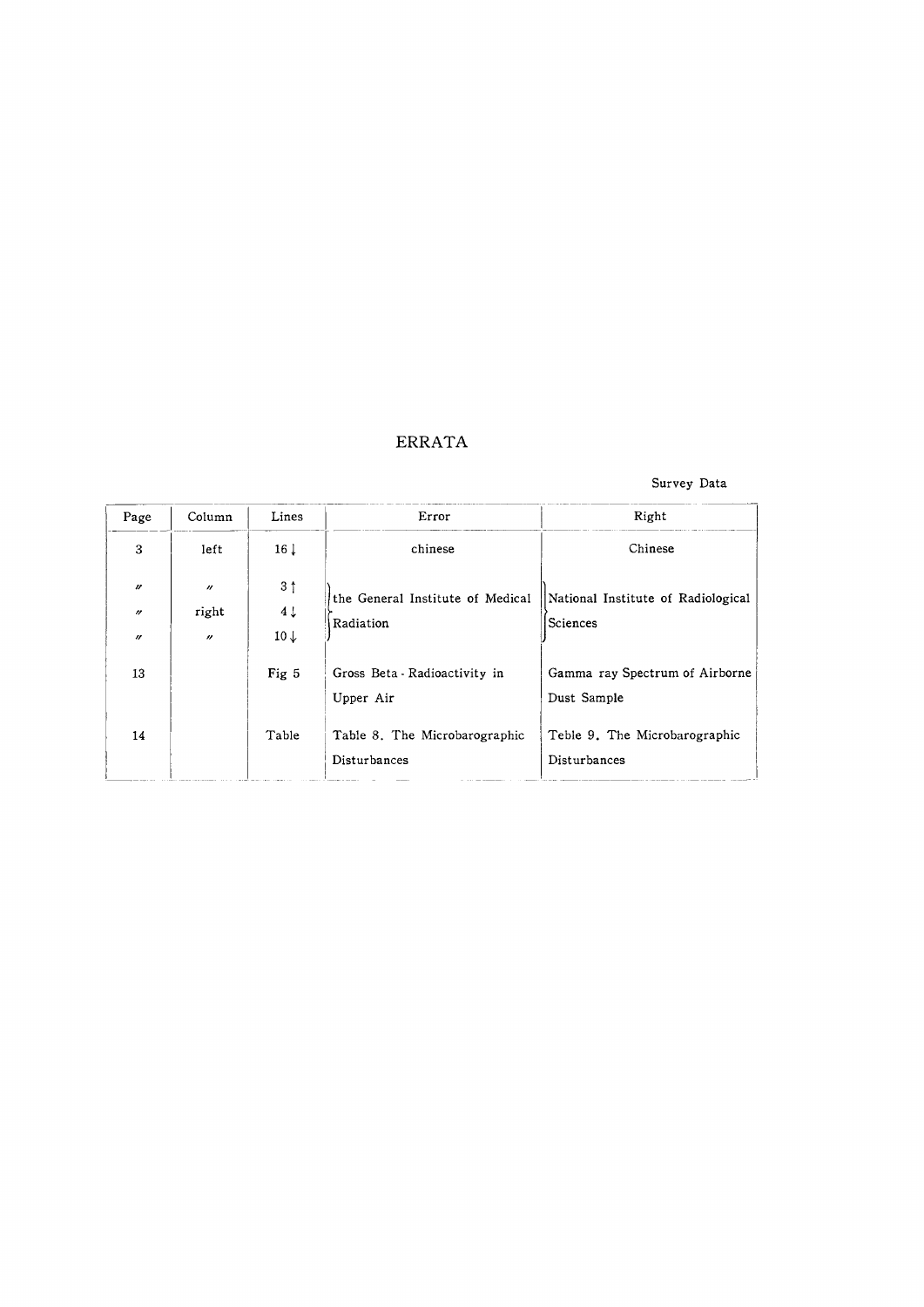# ERRATA

Survey Data

| Page | Column | Lines | Error | Right |
|---|---|---|---|---|
| 3 | left | 16↓ | chinese | Chinese |
| 〃 | 〃 | 3↑ | the General Institute of Medical Radiation | National Institute of Radiological Sciences |
| 〃 | right | 4↓ | | |
| 〃 | 〃 | 10↓ | | |
| 13 | | Fig 5 | Gross Beta - Radioactivity in Upper Air | Gamma ray Spectrum of Airborne Dust Sample |
| 14 | | Table | Table 8. The Microbarographic Disturbances | Teble 9. The Microbarographic Disturbances |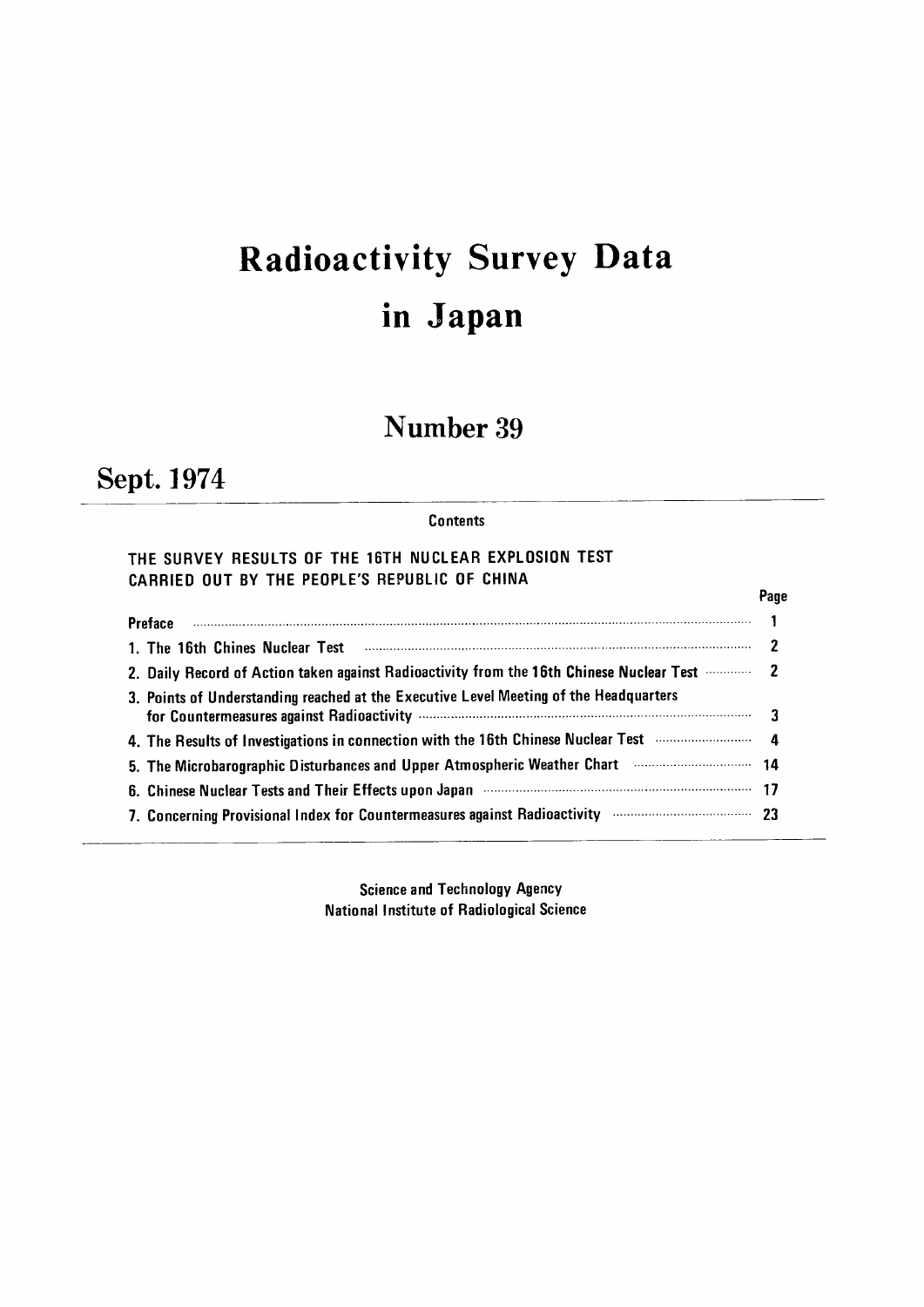# Radioactivity Survey Data in Japan

## Number 39

## Sept. 1974

**Contents**

THE SURVEY RESULTS OF THE 16TH NUCLEAR EXPLOSION TEST CARRIED OUT BY THE PEOPLE'S REPUBLIC OF CHINA

| | Page |
|---|---|
| Preface | 1 |
| 1. The 16th Chines Nuclear Test | 2 |
| 2. Daily Record of Action taken against Radioactivity from the 16th Chinese Nuclear Test | 2 |
| 3. Points of Understanding reached at the Executive Level Meeting of the Headquarters for Countermeasures against Radioactivity | 3 |
| 4. The Results of Investigations in connection with the 16th Chinese Nuclear Test | 4 |
| 5. The Microbarographic Disturbances and Upper Atmospheric Weather Chart | 14 |
| 6. Chinese Nuclear Tests and Their Effects upon Japan | 17 |
| 7. Concerning Provisional Index for Countermeasures against Radioactivity | 23 |

Science and Technology Agency
National Institute of Radiological Science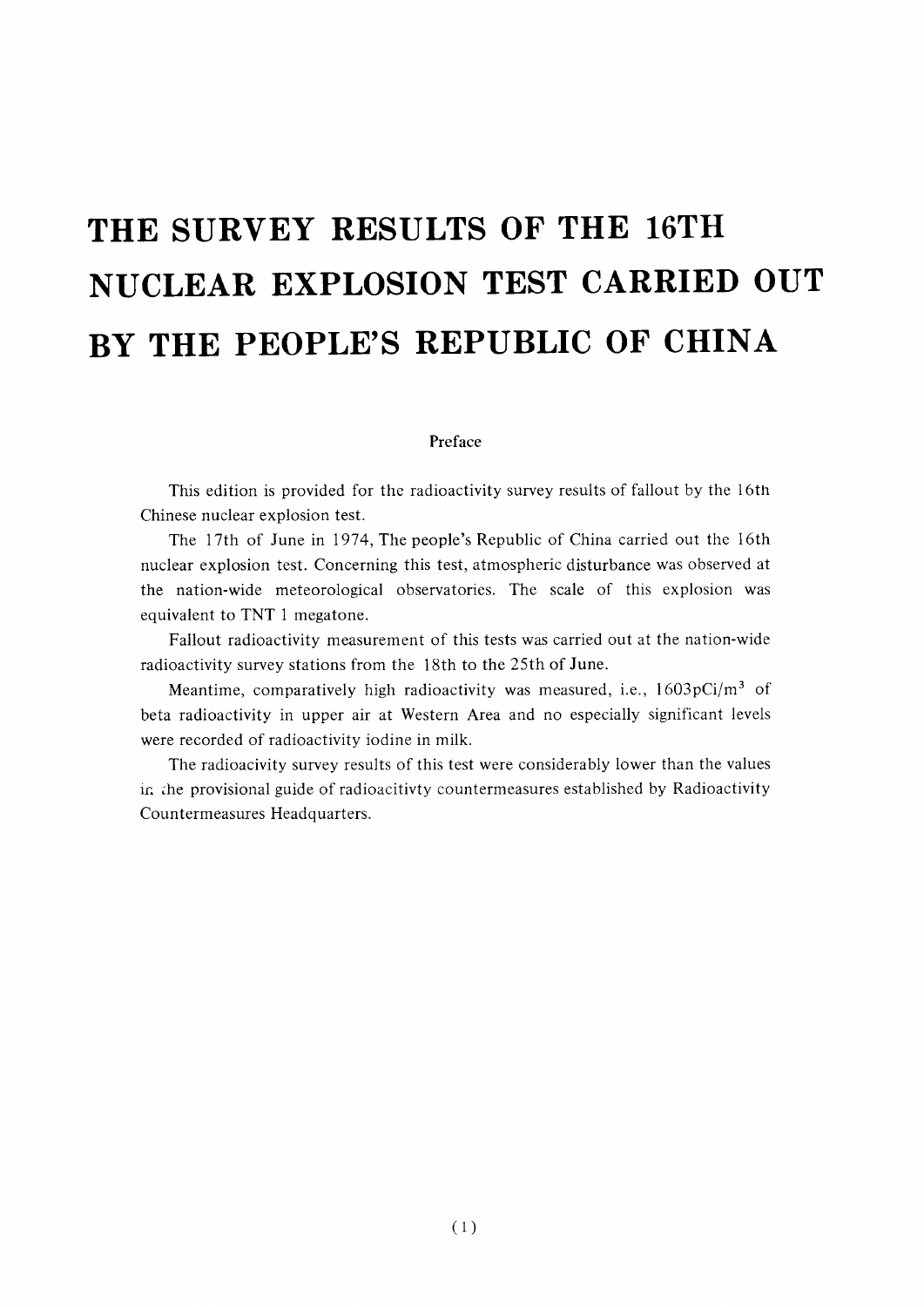# THE SURVEY RESULTS OF THE 16TH NUCLEAR EXPLOSION TEST CARRIED OUT BY THE PEOPLE'S REPUBLIC OF CHINA

## Preface

This edition is provided for the radioactivity survey results of fallout by the 16th Chinese nuclear explosion test.

The 17th of June in 1974, The people's Republic of China carried out the 16th nuclear explosion test. Concerning this test, atmospheric disturbance was observed at the nation-wide meteorological observatories. The scale of this explosion was equivalent to TNT 1 megatone.

Fallout radioactivity measurement of this tests was carried out at the nation-wide radioactivity survey stations from the 18th to the 25th of June.

Meantime, comparatively high radioactivity was measured, i.e., 1603pCi/$m^3$ of beta radioactivity in upper air at Western Area and no especially significant levels were recorded of radioactivity iodine in milk.

The radioacivity survey results of this test were considerably lower than the values in the provisional guide of radioacitivty countermeasures established by Radioactivity Countermeasures Headquarters.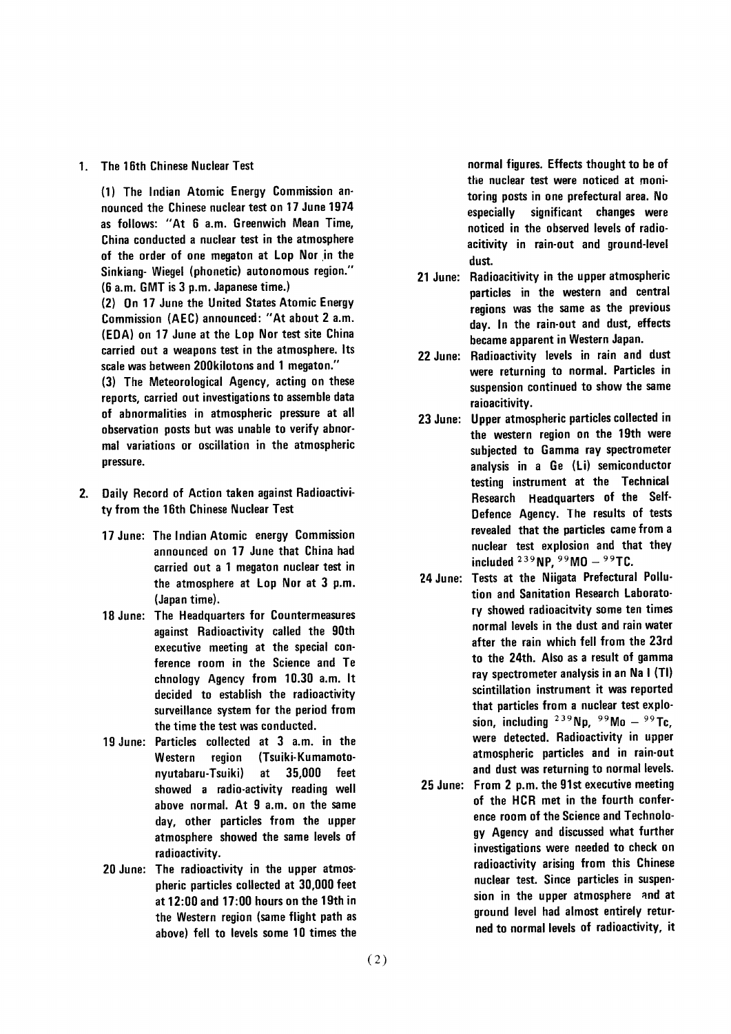1. The 16th Chinese Nuclear Test

(1) The Indian Atomic Energy Commission announced the Chinese nuclear test on 17 June 1974 as follows: "At 6 a.m. Greenwich Mean Time, China conducted a nuclear test in the atmosphere of the order of one megaton at Lop Nor in the Sinkiang- Wiegel (phonetic) autonomous region." (6 a.m. GMT is 3 p.m. Japanese time.)

(2) On 17 June the United States Atomic Energy Commission (AEC) announced: "At about 2 a.m. (EDA) on 17 June at the Lop Nor test site China carried out a weapons test in the atmosphere. Its scale was between 200kilotons and 1 megaton."

(3) The Meteorological Agency, acting on these reports, carried out investigations to assemble data of abnormalities in atmospheric pressure at all observation posts but was unable to verify abnormal variations or oscillation in the atmospheric pressure.

2. Daily Record of Action taken against Radioactivity from the 16th Chinese Nuclear Test

- **17 June:** The Indian Atomic energy Commission announced on 17 June that China had carried out a 1 megaton nuclear test in the atmosphere at Lop Nor at 3 p.m. (Japan time).
- **18 June:** The Headquarters for Countermeasures against Radioactivity called the 90th executive meeting at the special conference room in the Science and Te chnology Agency from 10.30 a.m. It decided to establish the radioactivity surveillance system for the period from the time the test was conducted.
- **19 June:** Particles collected at 3 a.m. in the Western region (Tsuiki-Kumamoto-nyutabaru-Tsuiki) at 35,000 feet showed a radio-activity reading well above normal. At 9 a.m. on the same day, other particles from the upper atmosphere showed the same levels of radioactivity.
- **20 June:** The radioactivity in the upper atmospheric particles collected at 30,000 feet at 12:00 and 17:00 hours on the 19th in the Western region (same flight path as above) fell to levels some 10 times the normal figures. Effects thought to be of the nuclear test were noticed at monitoring posts in one prefectural area. No especially significant changes were noticed in the observed levels of radioacitivity in rain-out and ground-level dust.
- **21 June:** Radioacitivity in the upper atmospheric particles in the western and central regions was the same as the previous day. In the rain-out and dust, effects became apparent in Western Japan.
- **22 June:** Radioactivity levels in rain and dust were returning to normal. Particles in suspension continued to show the same raioacitivity.
- **23 June:** Upper atmospheric particles collected in the western region on the 19th were subjected to Gamma ray spectrometer analysis in a Ge (Li) semiconductor testing instrument at the Technical Research Headquarters of the Self-Defence Agency. The results of tests revealed that the particles came from a nuclear test explosion and that they included $^{239}$NP, $^{99}$MO – $^{99}$TC.
- **24 June:** Tests at the Niigata Prefectural Pollution and Sanitation Research Laboratory showed radioacitvity some ten times normal levels in the dust and rain water after the rain which fell from the 23rd to the 24th. Also as a result of gamma ray spectrometer analysis in an Na I (Tl) scintillation instrument it was reported that particles from a nuclear test explosion, including $^{239}$Np, $^{99}$Mo – $^{99}$Tc, were detected. Radioactivity in upper atmospheric particles and in rain-out and dust was returning to normal levels.
- **25 June:** From 2 p.m. the 91st executive meeting of the HCR met in the fourth conference room of the Science and Technology Agency and discussed what further investigations were needed to check on radioactivity arising from this Chinese nuclear test. Since particles in suspension in the upper atmosphere and at ground level had almost entirely returned to normal levels of radioactivity, it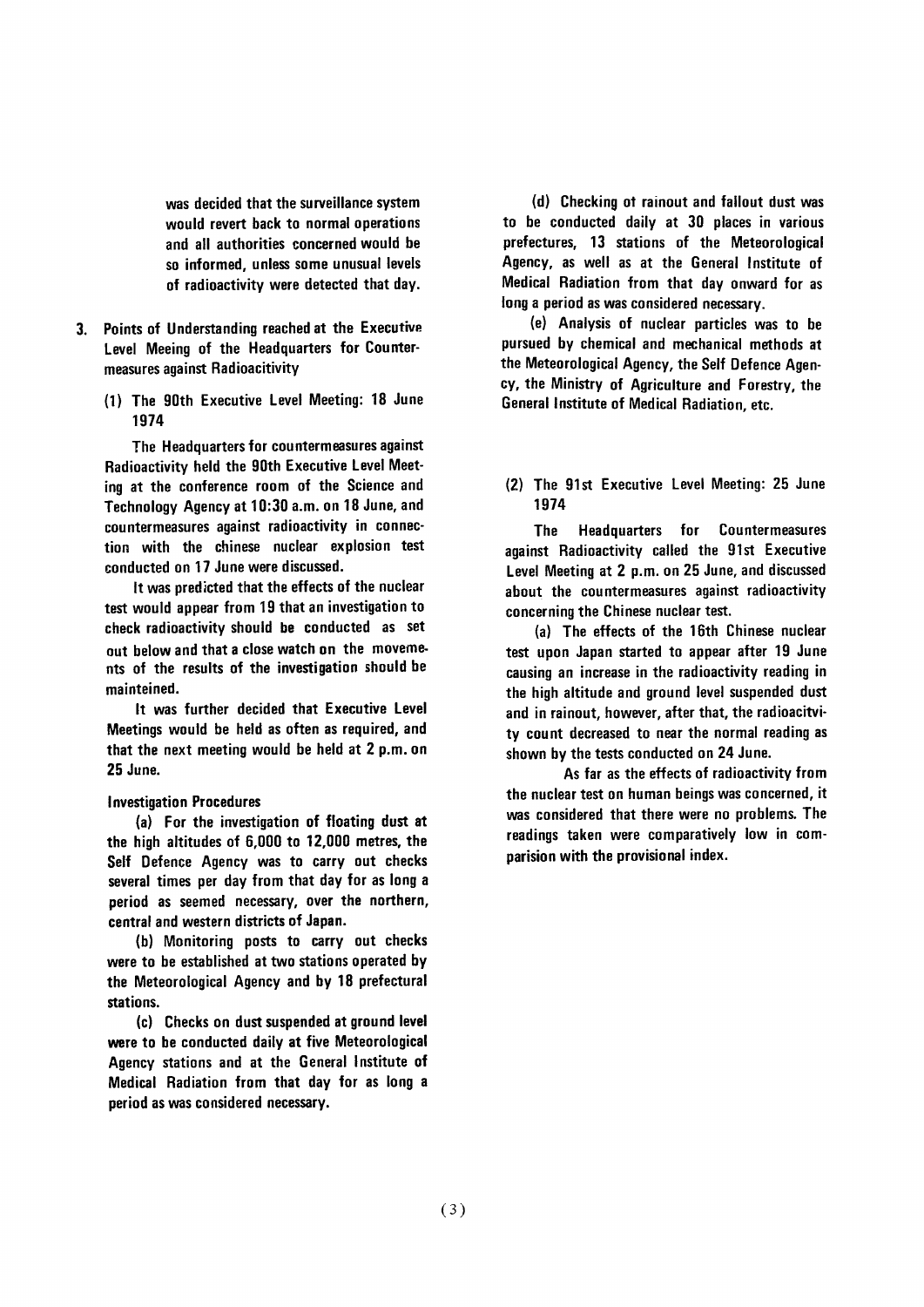was decided that the surveillance system would revert back to normal operations and all authorities concerned would be so informed, unless some unusual levels of radioactivity were detected that day.

## 3. Points of Understanding reached at the Executive Level Meeing of the Headquarters for Countermeasures against Radioacitivity

### (1) The 90th Executive Level Meeting: 18 June 1974

The Headquarters for countermeasures against Radioactivity held the 90th Executive Level Meeting at the conference room of the Science and Technology Agency at 10:30 a.m. on 18 June, and countermeasures against radioactivity in connection with the chinese nuclear explosion test conducted on 17 June were discussed.

It was predicted that the effects of the nuclear test would appear from 19 that an investigation to check radioactivity should be conducted as set out below and that a close watch on the movements of the results of the investigation should be mainteined.

It was further decided that Executive Level Meetings would be held as often as required, and that the next meeting would be held at 2 p.m. on 25 June.

**Investigation Procedures**

(a) For the investigation of floating dust at the high altitudes of 6,000 to 12,000 metres, the Self Defence Agency was to carry out checks several times per day from that day for as long a period as seemed necessary, over the northern, central and western districts of Japan.

(b) Monitoring posts to carry out checks were to be established at two stations operated by the Meteorological Agency and by 18 prefectural stations.

(c) Checks on dust suspended at ground level were to be conducted daily at five Meteorological Agency stations and at the General Institute of Medical Radiation from that day for as long a period as was considered necessary.

(d) Checking ot rainout and fallout dust was to be conducted daily at 30 places in various prefectures, 13 stations of the Meteorological Agency, as well as at the General Institute of Medical Radiation from that day onward for as long a period as was considered necessary.

(e) Analysis of nuclear particles was to be pursued by chemical and mechanical methods at the Meteorological Agency, the Self Defence Agency, the Ministry of Agriculture and Forestry, the General Institute of Medical Radiation, etc.

### (2) The 91st Executive Level Meeting: 25 June 1974

The Headquarters for Countermeasures against Radioactivity called the 91st Executive Level Meeting at 2 p.m. on 25 June, and discussed about the countermeasures against radioactivity concerning the Chinese nuclear test.

(a) The effects of the 16th Chinese nuclear test upon Japan started to appear after 19 June causing an increase in the radioactivity reading in the high altitude and ground level suspended dust and in rainout, however, after that, the radioacitvity count decreased to near the normal reading as shown by the tests conducted on 24 June.

As far as the effects of radioactivity from the nuclear test on human beings was concerned, it was considered that there were no problems. The readings taken were comparatively low in comparision with the provisional index.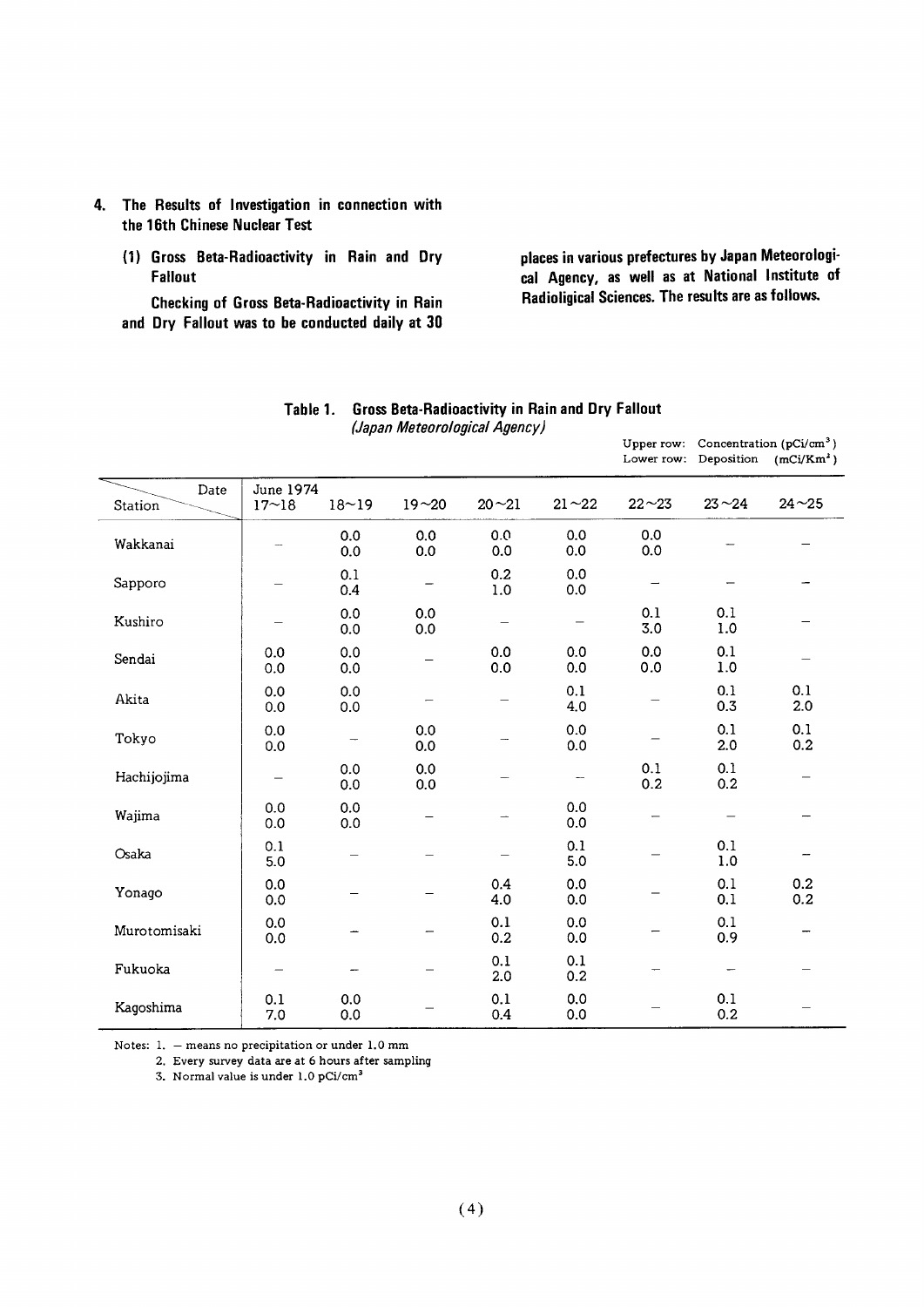## 4. The Results of Investigation in connection with the 16th Chinese Nuclear Test

### (1) Gross Beta-Radioactivity in Rain and Dry Fallout

**Checking of Gross Beta-Radioactivity in Rain and Dry Fallout was to be conducted daily at 30 places in various prefectures by Japan Meteorological Agency, as well as at National Institute of Radioligical Sciences. The results are as follows.**

**Table 1. Gross Beta-Radioactivity in Rain and Dry Fallout**
*(Japan Meteorological Agency)*

Upper row: Concentration (pCi/cm$^3$)
Lower row: Deposition (mCi/Km$^2$)

| Station \ Date | June 1974 17~18 | 18~19 | 19~20 | 20~21 | 21~22 | 22~23 | 23~24 | 24~25 |
|---|---|---|---|---|---|---|---|---|
| Wakkanai | — | 0.0<br>0.0 | 0.0<br>0.0 | 0.0<br>0.0 | 0.0<br>0.0 | 0.0<br>0.0 | — | — |
| Sapporo | — | 0.1<br>0.4 | — | 0.2<br>1.0 | 0.0<br>0.0 | — | — | — |
| Kushiro | — | 0.0<br>0.0 | 0.0<br>0.0 | — | — | 0.1<br>3.0 | 0.1<br>1.0 | — |
| Sendai | 0.0<br>0.0 | 0.0<br>0.0 | — | 0.0<br>0.0 | 0.0<br>0.0 | 0.0<br>0.0 | 0.1<br>1.0 | — |
| Akita | 0.0<br>0.0 | 0.0<br>0.0 | — | — | 0.1<br>4.0 | — | 0.1<br>0.3 | 0.1<br>2.0 |
| Tokyo | 0.0<br>0.0 | — | 0.0<br>0.0 | — | 0.0<br>0.0 | — | 0.1<br>2.0 | 0.1<br>0.2 |
| Hachijojima | — | 0.0<br>0.0 | 0.0<br>0.0 | — | — | 0.1<br>0.2 | 0.1<br>0.2 | — |
| Wajima | 0.0<br>0.0 | 0.0<br>0.0 | — | — | 0.0<br>0.0 | — | — | — |
| Osaka | 0.1<br>5.0 | — | — | — | 0.1<br>5.0 | — | 0.1<br>1.0 | — |
| Yonago | 0.0<br>0.0 | — | — | 0.4<br>4.0 | 0.0<br>0.0 | — | 0.1<br>0.1 | 0.2<br>0.2 |
| Murotomisaki | 0.0<br>0.0 | — | — | 0.1<br>0.2 | 0.0<br>0.0 | — | 0.1<br>0.9 | — |
| Fukuoka | — | — | — | 0.1<br>2.0 | 0.1<br>0.2 | — | — | — |
| Kagoshima | 0.1<br>7.0 | 0.0<br>0.0 | — | 0.1<br>0.4 | 0.0<br>0.0 | — | 0.1<br>0.2 | — |

Notes: 1. — means no precipitation or under 1.0 mm
2. Every survey data are at 6 hours after sampling
3. Normal value is under 1.0 pCi/cm$^3$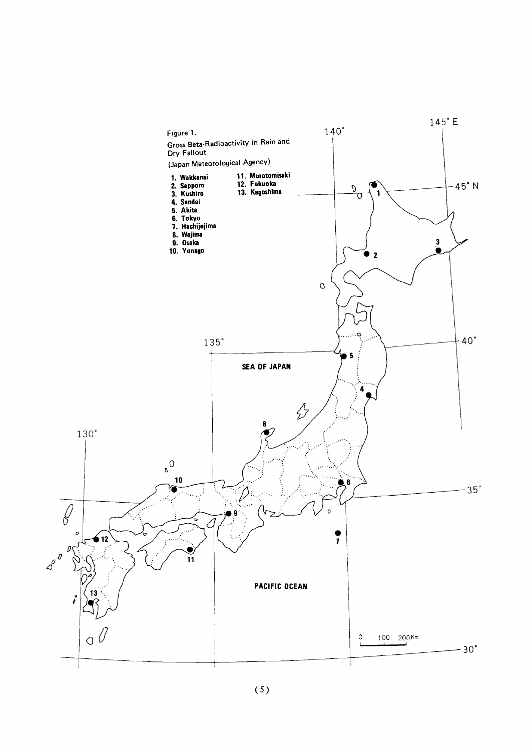Figure 1.

Gross Beta-Radioactivity in Rain and Dry Fallout

(Japan Meteorological Agency)

1. Wakkanai
2. Sapporo
3. Kushiro
4. Sendai
5. Akita
6. Tokyo
7. Hachijojima
8. Wajima
9. Osaka
10. Yonago
11. Murotomisaki
12. Fukuoka
13. Kagoshima

SEA OF JAPAN

PACIFIC OCEAN

130° 135° 140° 145° E

45° N 40° 35° 30°

0 100 200 Km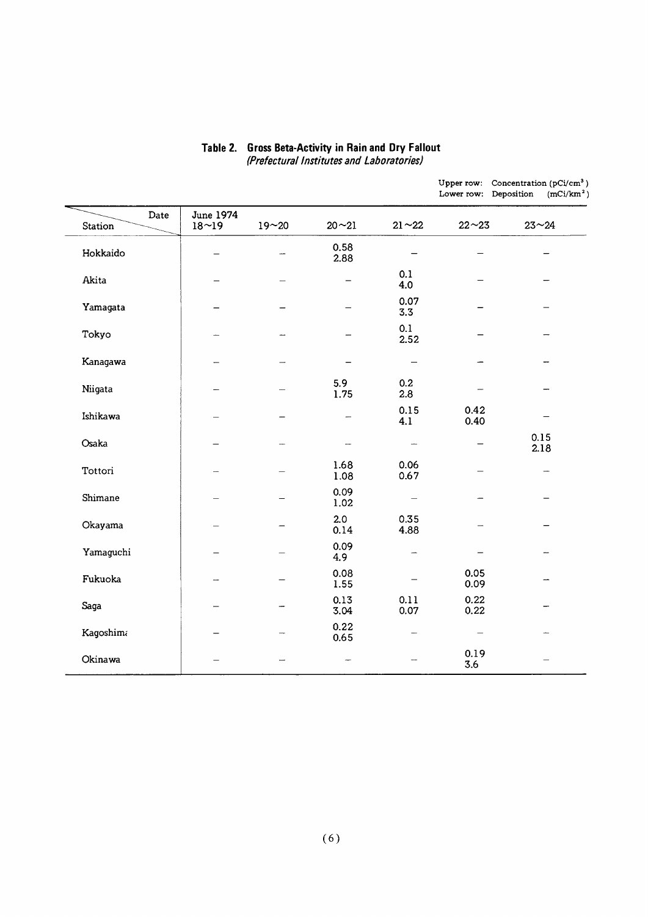## Table 2. Gross Beta-Activity in Rain and Dry Fallout
*(Prefectural Institutes and Laboratories)*

Upper row: Concentration (pCi/cm$^3$)
Lower row: Deposition (mCi/km$^2$)

| Station \ Date | June 1974 18~19 | 19~20 | 20~21 | 21~22 | 22~23 | 23~24 |
|---|---|---|---|---|---|---|
| Hokkaido | – | – | 0.58<br>2.88 | – | – | – |
| Akita | – | – | – | 0.1<br>4.0 | – | – |
| Yamagata | – | – | – | 0.07<br>3.3 | – | – |
| Tokyo | – | – | – | 0.1<br>2.52 | – | – |
| Kanagawa | – | – | – | – | – | – |
| Niigata | – | – | 5.9<br>1.75 | 0.2<br>2.8 | – | – |
| Ishikawa | – | – | – | 0.15<br>4.1 | 0.42<br>0.40 | – |
| Osaka | – | – | – | – | – | 0.15<br>2.18 |
| Tottori | – | – | 1.68<br>1.08 | 0.06<br>0.67 | – | – |
| Shimane | – | – | 0.09<br>1.02 | – | – | – |
| Okayama | – | – | 2.0<br>0.14 | 0.35<br>4.88 | – | – |
| Yamaguchi | – | – | 0.09<br>4.9 | – | – | – |
| Fukuoka | – | – | 0.08<br>1.55 | – | 0.05<br>0.09 | – |
| Saga | – | – | 0.13<br>3.04 | 0.11<br>0.07 | 0.22<br>0.22 | – |
| Kagoshima | – | – | 0.22<br>0.65 | – | – | – |
| Okinawa | – | – | – | – | 0.19<br>3.6 | – |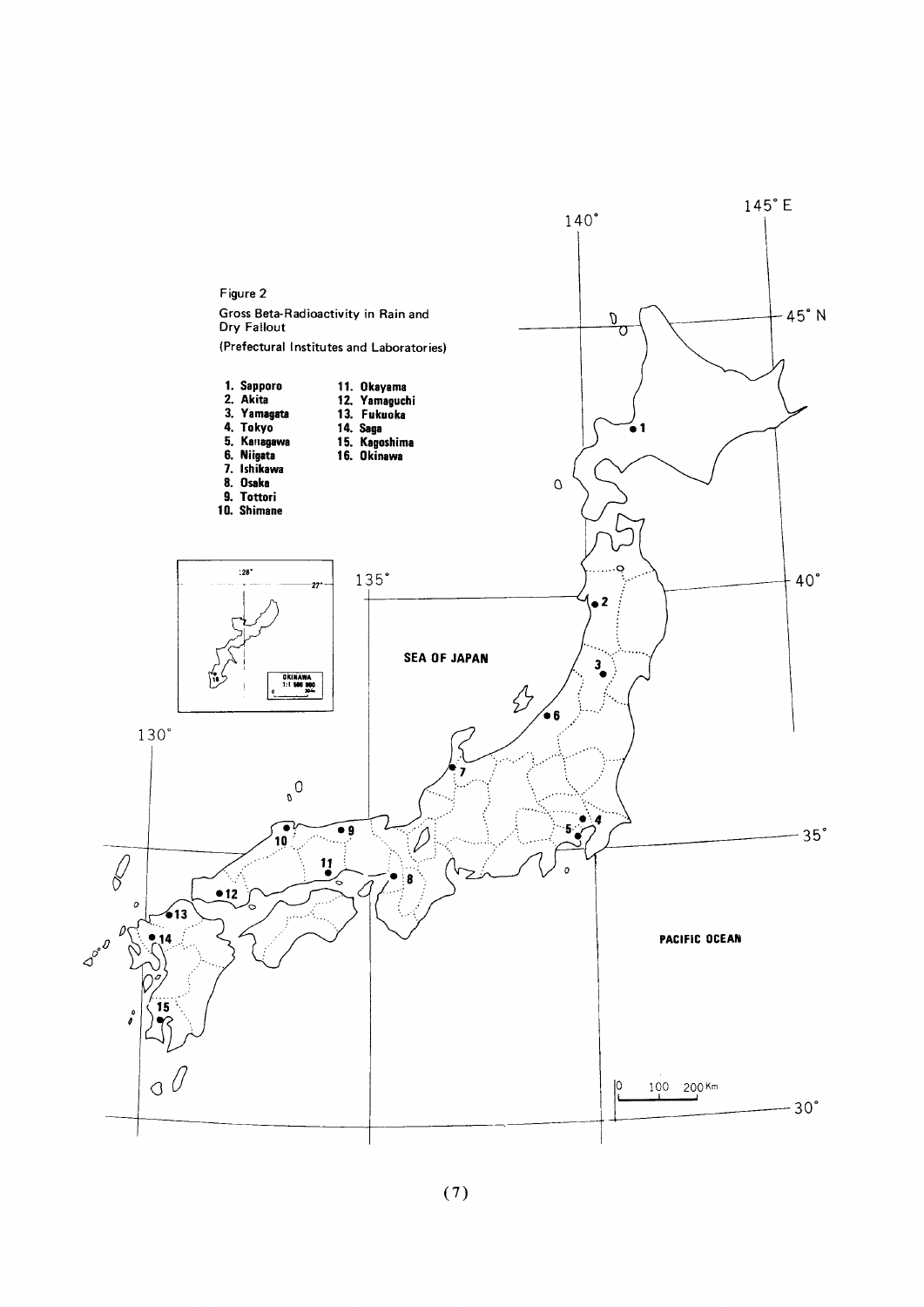Figure 2

Gross Beta-Radioactivity in Rain and Dry Fallout

(Prefectural Institutes and Laboratories)

1. Sapporo
2. Akita
3. Yamagata
4. Tokyo
5. Kanagawa
6. Niigata
7. Ishikawa
8. Osaka
9. Tottori
10. Shimane
11. Okayama
12. Yamaguchi
13. Fukuoka
14. Saga
15. Kagoshima
16. Okinawa

SEA OF JAPAN

PACIFIC OCEAN

OKINAWA 1:1 500 000

145° E

140°

135°

130°

45° N

40°

35°

30°

0 100 200 Km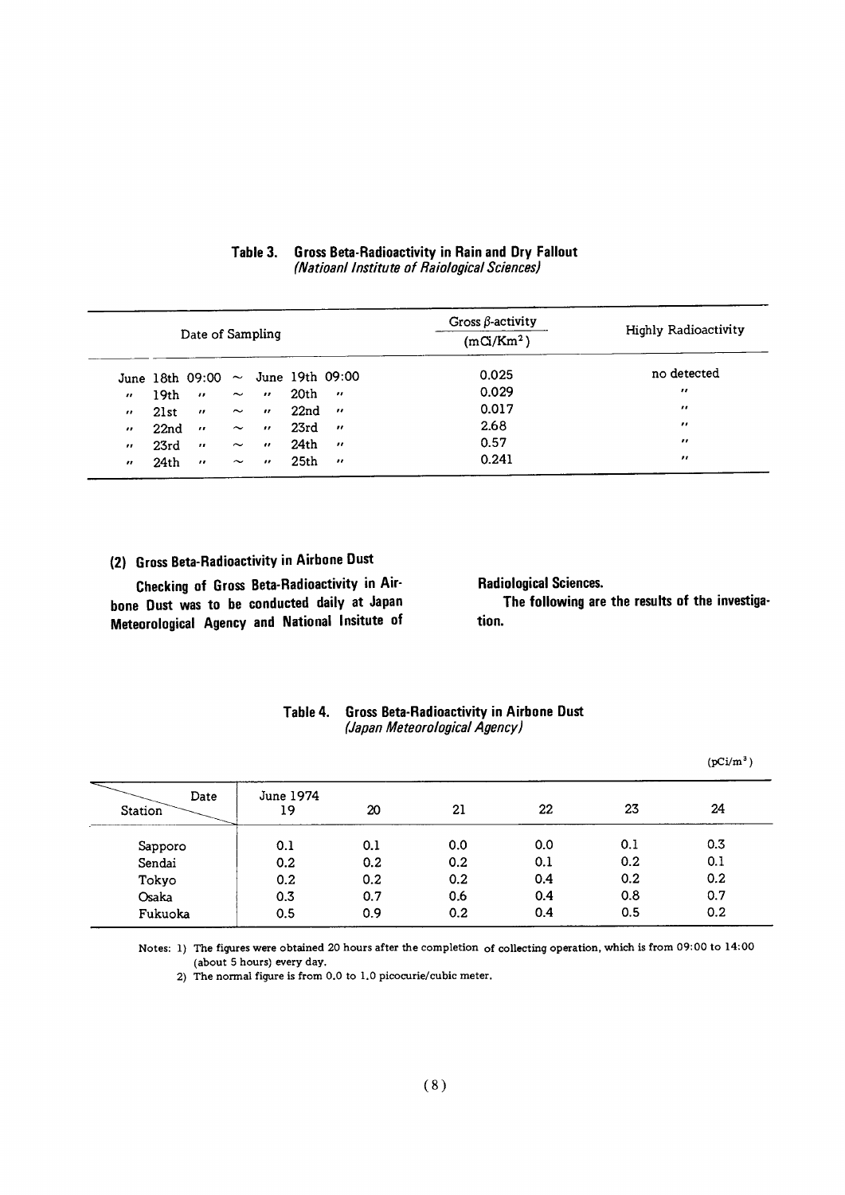**Table 3. Gross Beta-Radioactivity in Rain and Dry Fallout**
*(Natioanl Institute of Raiological Sciences)*

| Date of Sampling | Gross $\beta$-activity ($mCi/Km^2$) | Highly Radioactivity |
|---|---|---|
| June 18th 09:00 ~ June 19th 09:00 | 0.025 | no detected |
| 〃 19th 〃 ~ 〃 20th 〃 | 0.029 | 〃 |
| 〃 21st 〃 ~ 〃 22nd 〃 | 0.017 | 〃 |
| 〃 22nd 〃 ~ 〃 23rd 〃 | 2.68 | 〃 |
| 〃 23rd 〃 ~ 〃 24th 〃 | 0.57 | 〃 |
| 〃 24th 〃 ~ 〃 25th 〃 | 0.241 | 〃 |

### (2) Gross Beta-Radioactivity in Airbone Dust

**Checking of Gross Beta-Radioactivity in Airbone Dust was to be conducted daily at Japan Meteorological Agency and National Insitute of Radiological Sciences.**

**The following are the results of the investigation.**

**Table 4. Gross Beta-Radioactivity in Airbone Dust**
*(Japan Meteorological Agency)*

($pCi/m^3$)

| Station \ Date | June 1974 19 | 20 | 21 | 22 | 23 | 24 |
|---|---|---|---|---|---|---|
| Sapporo | 0.1 | 0.1 | 0.0 | 0.0 | 0.1 | 0.3 |
| Sendai | 0.2 | 0.2 | 0.2 | 0.1 | 0.2 | 0.1 |
| Tokyo | 0.2 | 0.2 | 0.2 | 0.4 | 0.2 | 0.2 |
| Osaka | 0.3 | 0.7 | 0.6 | 0.4 | 0.8 | 0.7 |
| Fukuoka | 0.5 | 0.9 | 0.2 | 0.4 | 0.5 | 0.2 |

Notes: 1) The figures were obtained 20 hours after the completion of collecting operation, which is from 09:00 to 14:00 (about 5 hours) every day.

2) The normal figure is from 0.0 to 1.0 picocurie/cubic meter.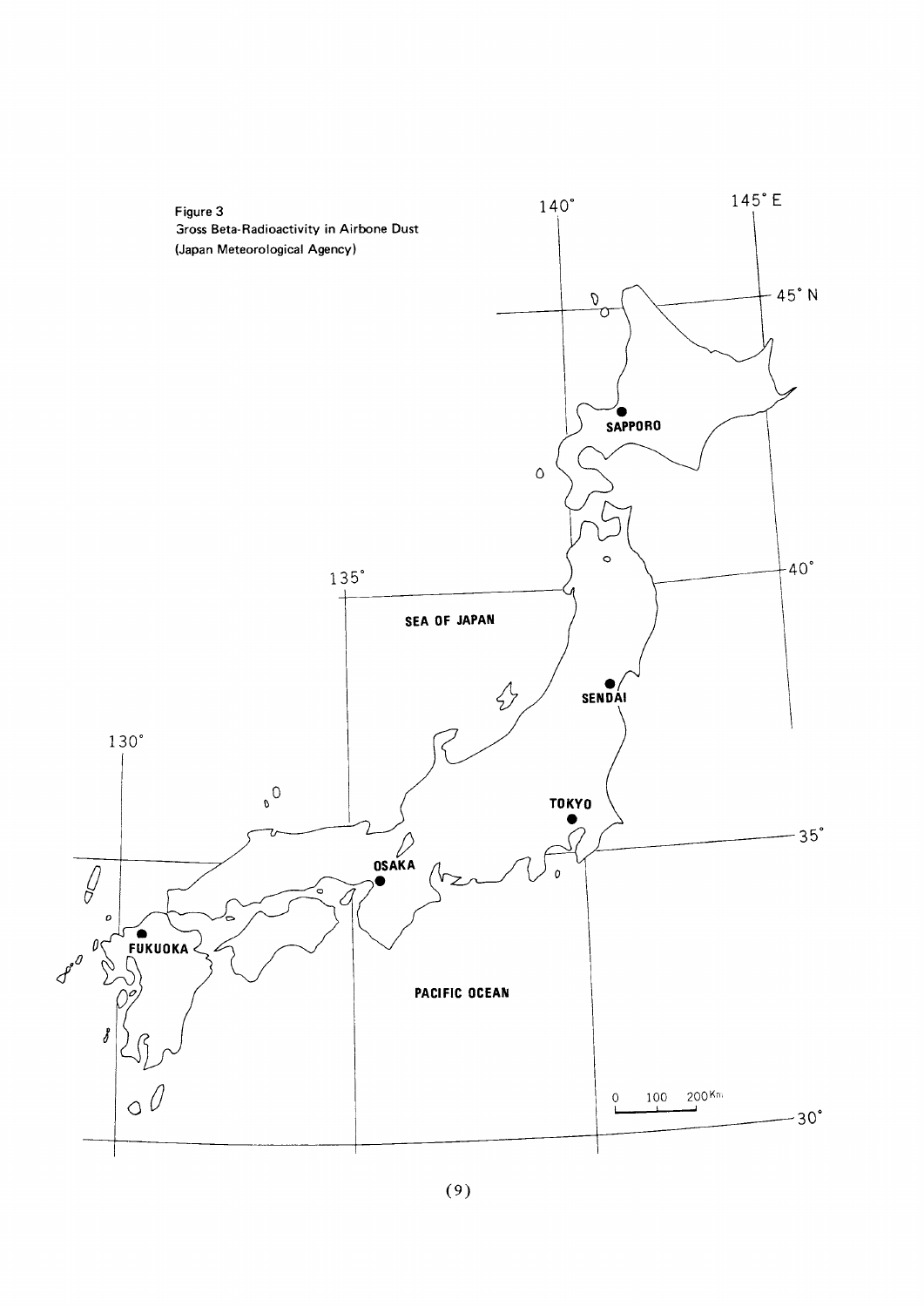Figure 3
Gross Beta-Radioactivity in Airbone Dust
(Japan Meteorological Agency)

140° 145° E

45° N

SAPPORO

40°

135°

SEA OF JAPAN

SENDAI

130°

TOKYO

35°

OSAKA

FUKUOKA

PACIFIC OCEAN

0 100 200Km

30°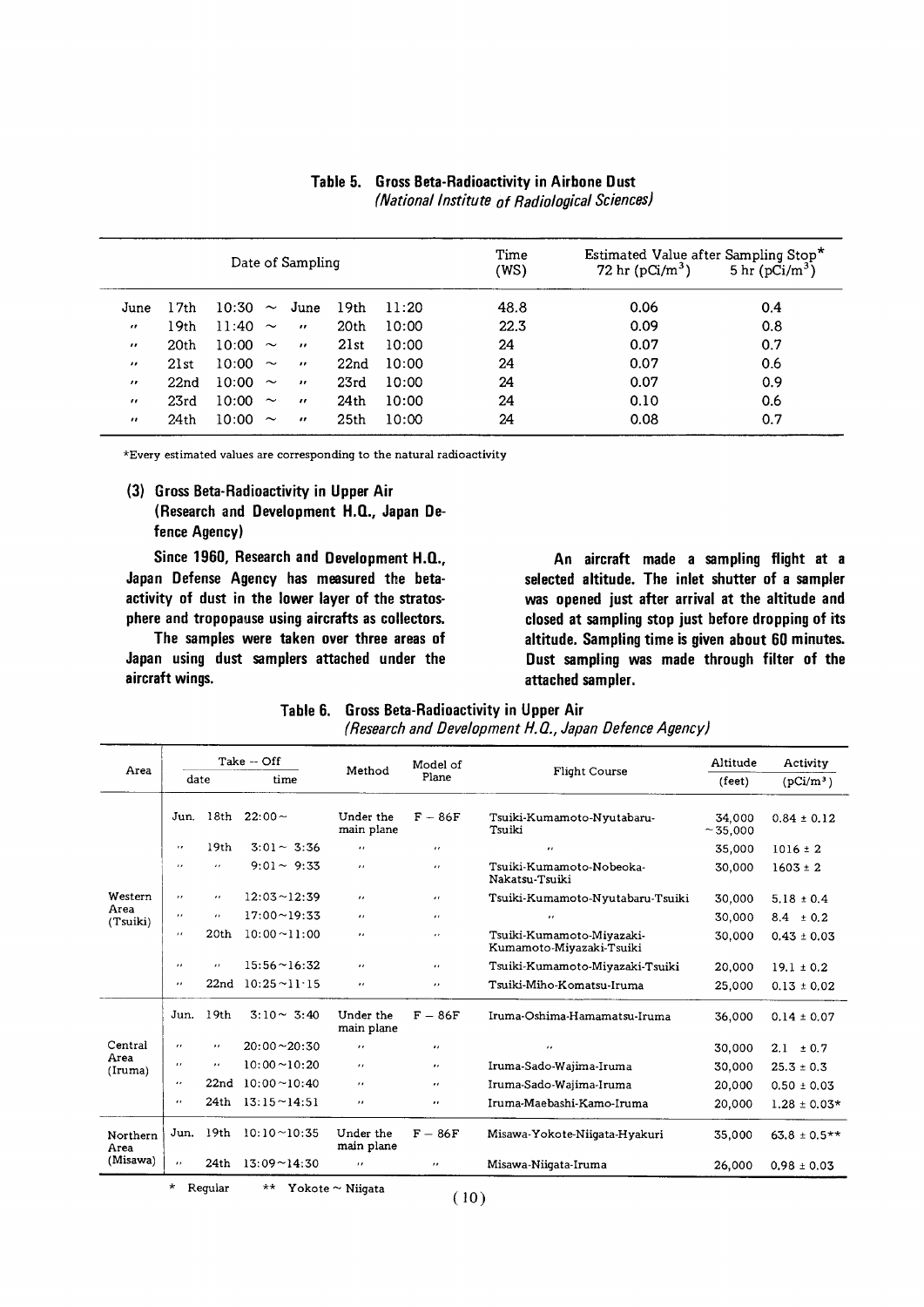**Table 5. Gross Beta-Radioactivity in Airbone Dust**
*(National Institute of Radiological Sciences)*

| Date of Sampling | Time (WS) | Estimated Value after Sampling Stop* 72 hr ($pCi/m^3$) | 5 hr ($pCi/m^3$) |
|---|---|---|---|
| June 17th 10:30 ~ June 19th 11:20 | 48.8 | 0.06 | 0.4 |
| 〃 19th 11:40 ~ 〃 20th 10:00 | 22.3 | 0.09 | 0.8 |
| 〃 20th 10:00 ~ 〃 21st 10:00 | 24 | 0.07 | 0.7 |
| 〃 21st 10:00 ~ 〃 22nd 10:00 | 24 | 0.07 | 0.6 |
| 〃 22nd 10:00 ~ 〃 23rd 10:00 | 24 | 0.07 | 0.9 |
| 〃 23rd 10:00 ~ 〃 24th 10:00 | 24 | 0.10 | 0.6 |
| 〃 24th 10:00 ~ 〃 25th 10:00 | 24 | 0.08 | 0.7 |

*Every estimated values are corresponding to the natural radioactivity

### (3) Gross Beta-Radioactivity in Upper Air (Research and Development H.Q., Japan Defence Agency)

**Since 1960, Research and Development H.Q., Japan Defense Agency has measured the beta-activity of dust in the lower layer of the stratosphere and tropopause using aircrafts as collectors.**

**The samples were taken over three areas of Japan using dust samplers attached under the aircraft wings.**

**An aircraft made a sampling flight at a selected altitude. The inlet shutter of a sampler was opened just after arrival at the altitude and closed at sampling stop just before dropping of its altitude. Sampling time is given about 60 minutes. Dust sampling was made through filter of the attached sampler.**

**Table 6. Gross Beta-Radioactivity in Upper Air**
*(Research and Development H.Q., Japan Defence Agency)*

| Area | Take – Off date | Take – Off time | Method | Model of Plane | Flight Course | Altitude (feet) | Activity ($pCi/m^3$) |
|---|---|---|---|---|---|---|---|
| Western Area (Tsuiki) | Jun. 18th | 22:00~ | Under the main plane | F – 86F | Tsuiki-Kumamoto-Nyutabaru-Tsuiki | 34,000 ~35,000 | 0.84 ± 0.12 |
| | 〃 19th | 3:01 ~ 3:36 | 〃 | 〃 | 〃 | 35,000 | 1016 ± 2 |
| | 〃 〃 | 9:01 ~ 9:33 | 〃 | 〃 | Tsuiki-Kumamoto-Nobeoka-Nakatsu-Tsuiki | 30,000 | 1603 ± 2 |
| | 〃 〃 | 12:03 ~ 12:39 | 〃 | 〃 | Tsuiki-Kumamoto-Nyutabaru-Tsuiki | 30,000 | 5.18 ± 0.4 |
| | 〃 〃 | 17:00 ~ 19:33 | 〃 | 〃 | 〃 | 30,000 | 8.4 ± 0.2 |
| | 〃 20th | 10:00 ~ 11:00 | 〃 | 〃 | Tsuiki-Kumamoto-Miyazaki-Kumamoto-Miyazaki-Tsuiki | 30,000 | 0.43 ± 0.03 |
| | 〃 〃 | 15:56 ~ 16:32 | 〃 | 〃 | Tsuiki-Kumamoto-Miyazaki-Tsuiki | 20,000 | 19.1 ± 0.2 |
| | 〃 22nd | 10:25 ~ 11:15 | 〃 | 〃 | Tsuiki-Miho-Komatsu-Iruma | 25,000 | 0.13 ± 0.02 |
| Central Area (Iruma) | Jun. 19th | 3:10 ~ 3:40 | Under the main plane | F – 86F | Iruma-Oshima-Hamamatsu-Iruma | 36,000 | 0.14 ± 0.07 |
| | 〃 〃 | 20:00 ~ 20:30 | 〃 | 〃 | 〃 | 30,000 | 2.1 ± 0.7 |
| | 〃 〃 | 10:00 ~ 10:20 | 〃 | 〃 | Iruma-Sado-Wajima-Iruma | 30,000 | 25.3 ± 0.3 |
| | 〃 22nd | 10:00 ~ 10:40 | 〃 | 〃 | Iruma-Sado-Wajima-Iruma | 20,000 | 0.50 ± 0.03 |
| | 〃 24th | 13:15 ~ 14:51 | 〃 | 〃 | Iruma-Maebashi-Kamo-Iruma | 20,000 | 1.28 ± 0.03* |
| Northern Area (Misawa) | Jun. 19th | 10:10 ~ 10:35 | Under the main plane | F – 86F | Misawa-Yokote-Niigata-Hyakuri | 35,000 | 63.8 ± 0.5** |
| | 〃 24th | 13:09 ~ 14:30 | 〃 | 〃 | Misawa-Niigata-Iruma | 26,000 | 0.98 ± 0.03 |

\* Regular  ** Yokote ~ Niigata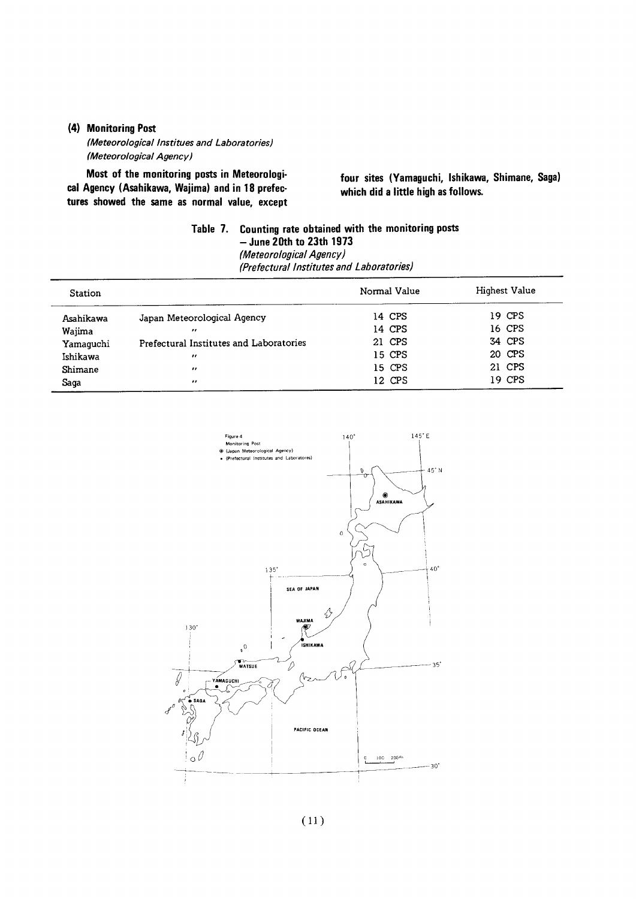### (4) Monitoring Post

*(Meteorological Institues and Laboratories)*
*(Meteorological Agency)*

**Most of the monitoring posts in Meteorological Agency (Asahikawa, Wajima) and in 18 prefectures showed the same as normal value, except four sites (Yamaguchi, Ishikawa, Shimane, Saga) which did a little high as follows.**

**Table 7. Counting rate obtained with the monitoring posts – June 20th to 23th 1973**
*(Meteorological Agency)*
*(Prefectural Institutes and Laboratories)*

| Station | | Normal Value | Highest Value |
|---|---|---|---|
| Asahikawa | Japan Meteorological Agency | 14 CPS | 19 CPS |
| Wajima | 〃 | 14 CPS | 16 CPS |
| Yamaguchi | Prefectural Institutes and Laboratories | 21 CPS | 34 CPS |
| Ishikawa | 〃 | 15 CPS | 20 CPS |
| Shimane | 〃 | 15 CPS | 21 CPS |
| Saga | 〃 | 12 CPS | 19 CPS |

Figure 4
Monitoring Post
◉ (Japan Meteorological Agency)
• (Prefectural Institutes and Laboratories)

ASAHIKAWA, WAJIMA, ISHIKAWA, MATSUE, YAMAGUCHI, SAGA, SEA OF JAPAN, PACIFIC OCEAN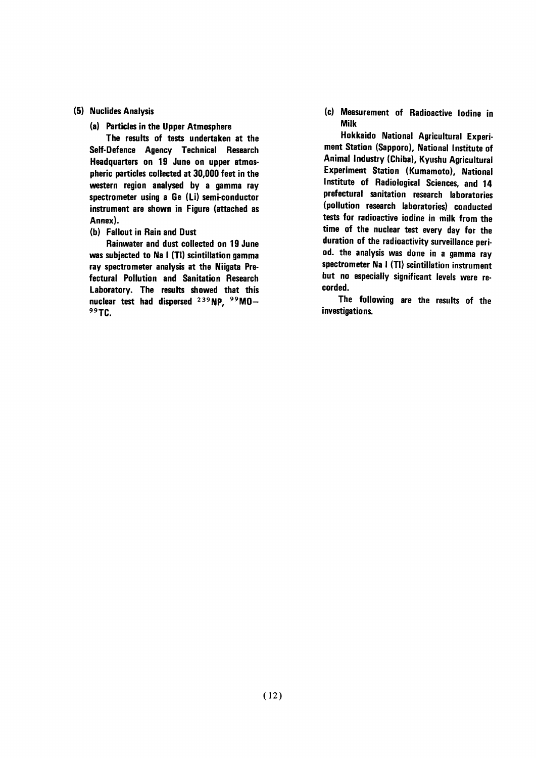### (5) Nuclides Analysis

#### (a) Particles in the Upper Atmosphere

The results of tests undertaken at the Self-Defence Agency Technical Research Headquarters on 19 June on upper atmospheric particles collected at 30,000 feet in the western region analysed by a gamma ray spectrometer using a Ge (Li) semi-conductor instrument are shown in Figure (attached as Annex).

#### (b) Fallout in Rain and Dust

Rainwater and dust collected on 19 June was subjected to Na I (Tl) scintillation gamma ray spectrometer analysis at the Niigata Prefectural Pollution and Sanitation Research Laboratory. The results showed that this nuclear test had dispersed $^{239}$NP, $^{99}$MO–$^{99}$TC.

#### (c) Measurement of Radioactive Iodine in Milk

Hokkaido National Agricultural Experiment Station (Sapporo), National Institute of Animal Industry (Chiba), Kyushu Agricultural Experiment Station (Kumamoto), National Institute of Radiological Sciences, and 14 prefectural sanitation research laboratories (pollution research laboratories) conducted tests for radioactive iodine in milk from the time of the nuclear test every day for the duration of the radioactivity surveillance period. the analysis was done in a gamma ray spectrometer Na I (Tl) scintillation instrument but no especially significant levels were recorded.

The following are the results of the investigations.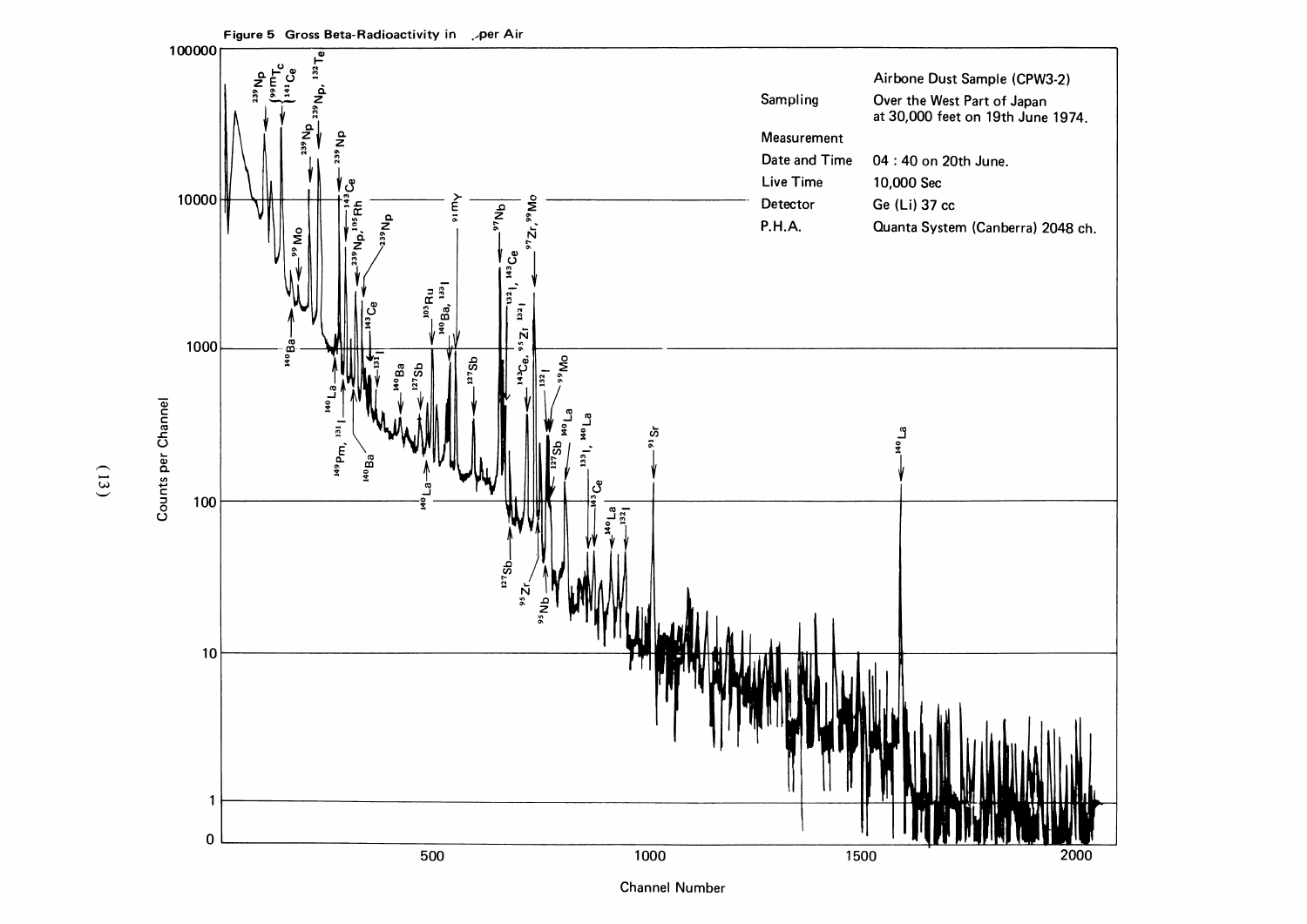**Figure 5 Gross Beta-Radioactivity in ,per Air**

| | Airbone Dust Sample (CPW3-2) |
|---|---|
| Sampling | Over the West Part of Japan at 30,000 feet on 19th June 1974. |
| Measurement | |
| Date and Time | 04 : 40 on 20th June. |
| Live Time | 10,000 Sec |
| Detector | Ge (Li) 37 cc |
| P.H.A. | Quanta System (Canberra) 2048 ch. |

Counts per Channel

Channel Number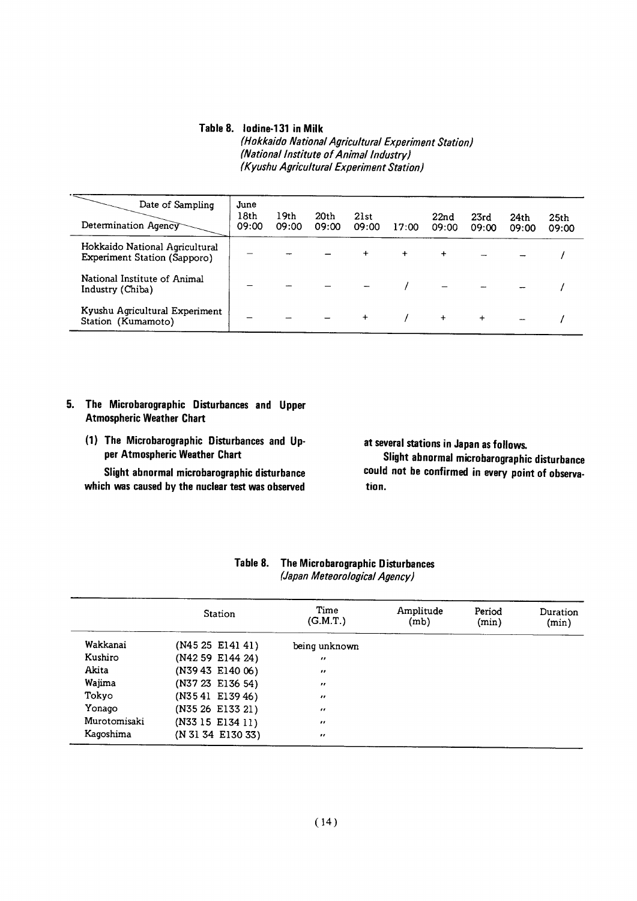**Table 8. Iodine-131 in Milk**
*(Hokkaido National Agricultural Experiment Station)*
*(National Institute of Animal Industry)*
*(Kyushu Agricultural Experiment Station)*

| Determination Agency \ Date of Sampling | June 18th 09:00 | 19th 09:00 | 20th 09:00 | 21st 09:00 | 17:00 | 22nd 09:00 | 23rd 09:00 | 24th 09:00 | 25th 09:00 |
|---|---|---|---|---|---|---|---|---|---|
| Hokkaido National Agricultural Experiment Station (Sapporo) | – | – | – | + | + | + | – | – | / |
| National Institute of Animal Industry (Chiba) | – | – | – | – | / | – | – | – | / |
| Kyushu Agricultural Experiment Station (Kumamoto) | – | – | – | + | / | + | + | – | / |

## 5. The Microbarographic Disturbances and Upper Atmospheric Weather Chart

### (1) The Microbarographic Disturbances and Upper Atmospheric Weather Chart

**Slight abnormal microbarographic disturbance which was caused by the nuclear test was observed at several stations in Japan as follows.**

**Slight abnormal microbarographic disturbance could not be confirmed in every point of observation.**

**Table 8. The Microbarographic Disturbances**
*(Japan Meteorological Agency)*

| Station | | Time (G.M.T.) | Amplitude (mb) | Period (min) | Duration (min) |
|---|---|---|---|---|---|
| Wakkanai | (N45 25 E141 41) | being unknown | | | |
| Kushiro | (N42 59 E144 24) | 〃 | | | |
| Akita | (N39 43 E140 06) | 〃 | | | |
| Wajima | (N37 23 E136 54) | 〃 | | | |
| Tokyo | (N35 41 E139 46) | 〃 | | | |
| Yonago | (N35 26 E133 21) | 〃 | | | |
| Murotomisaki | (N33 15 E134 11) | 〃 | | | |
| Kagoshima | (N 31 34 E130 33) | 〃 | | | |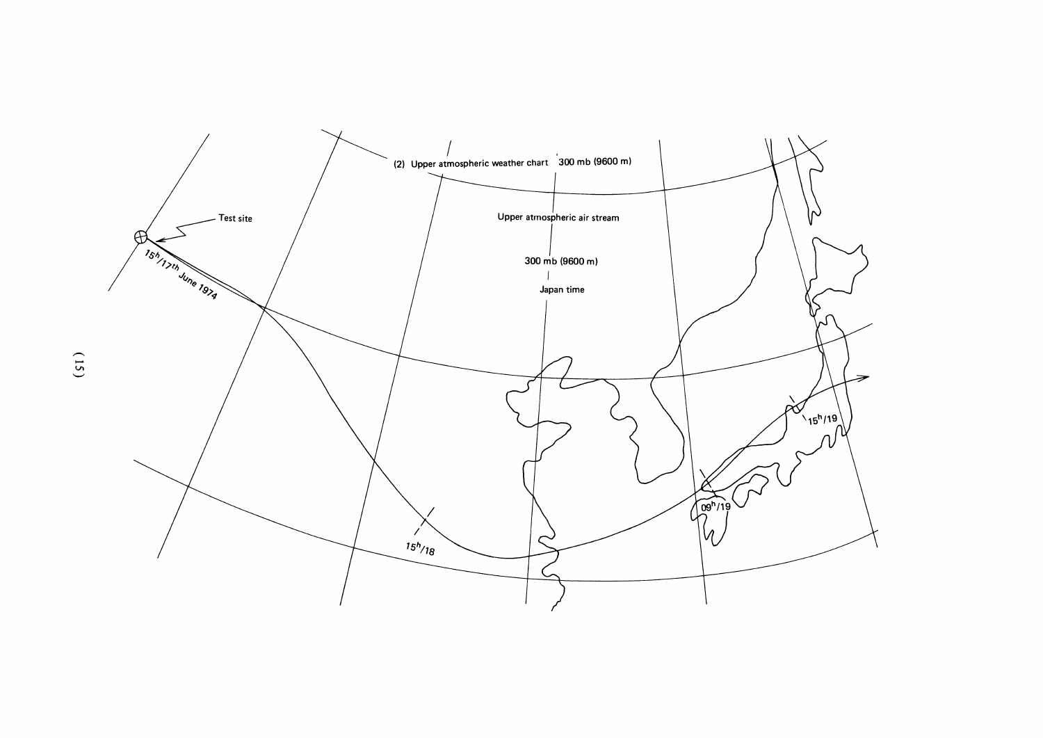(2) Upper atmospheric weather chart 300 mb (9600 m)

Upper atmospheric air stream

300 mb (9600 m)

Japan time

Test site

$15^h/17^{th}$ June 1974

$15^h/18$

$09^h/19$

$15^h/19$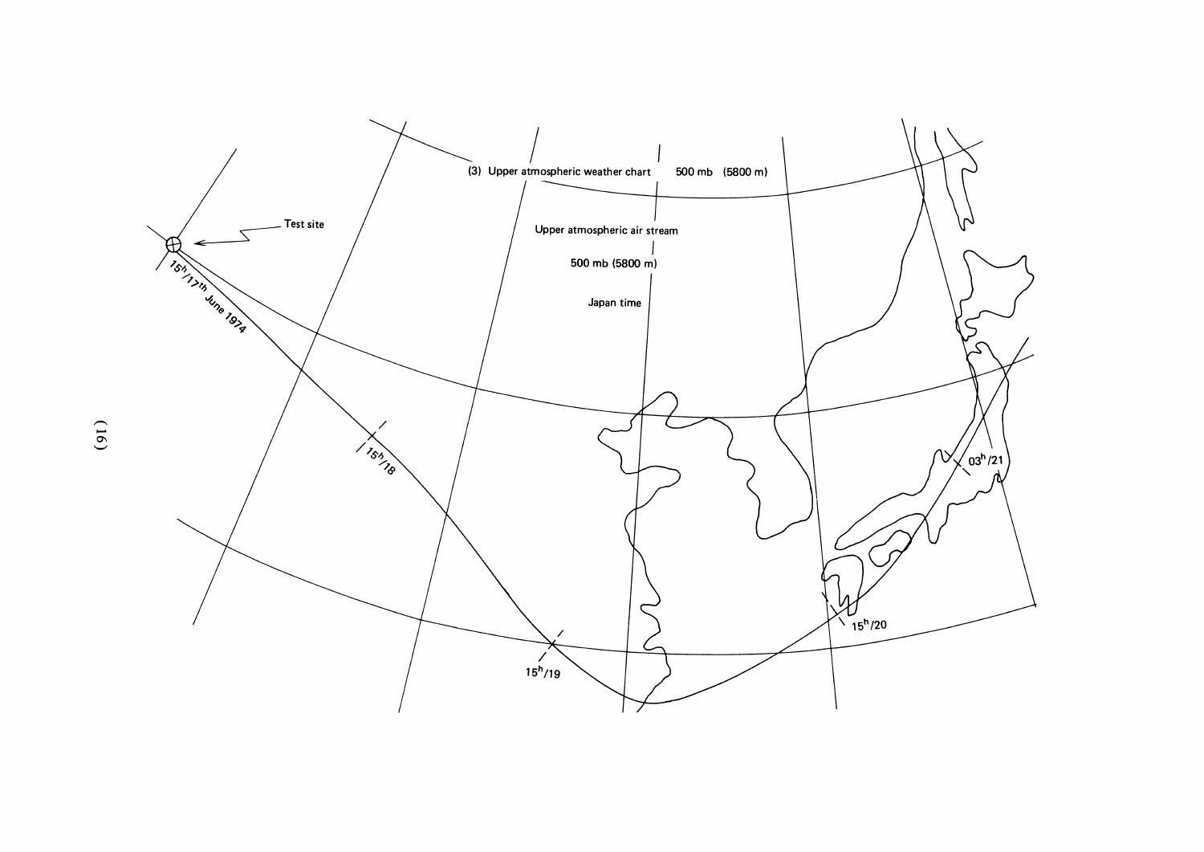(3) Upper atmospheric weather chart 500 mb (5800 m)

Upper atmospheric air stream

500 mb (5800 m)

Japan time

Test site

$15^h/17^{th}$ June 1974

$15^h/18$

$15^h/19$

$15^h/20$

$03^h/21$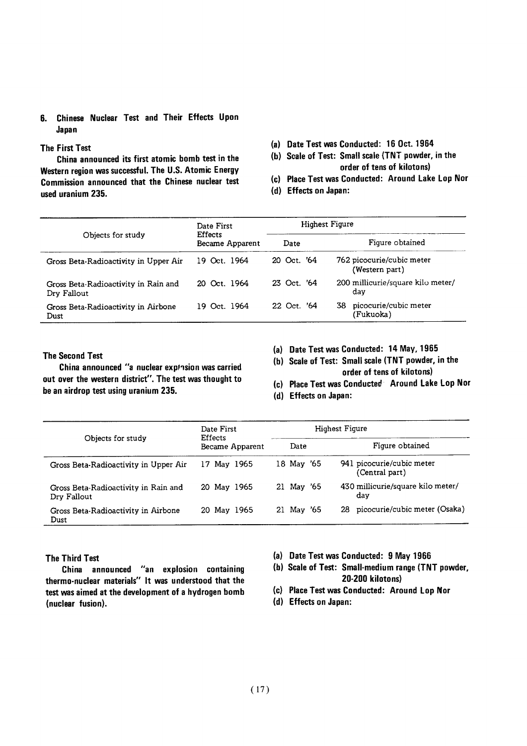## 6. Chinese Nuclear Test and Their Effects Upon Japan

### The First Test

China announced its first atomic bomb test in the Western region was successful. The U.S. Atomic Energy Commission announced that the Chinese nuclear test used uranium 235.

(a) Date Test was Conducted: 16 Oct. 1964

(b) Scale of Test: Small scale (TNT powder, in the order of tens of kilotons)

(c) Place Test was Conducted: Around Lake Lop Nor

(d) Effects on Japan:

| Objects for study | Date First Effects Became Apparent | Highest Figure | |
|---|---|---|---|
| | | Date | Figure obtained |
| Gross Beta-Radioactivity in Upper Air | 19 Oct. 1964 | 20 Oct. '64 | 762 picocurie/cubic meter (Western part) |
| Gross Beta-Radioactivity in Rain and Dry Fallout | 20 Oct. 1964 | 23 Oct. '64 | 200 millicurie/square kilo meter/day |
| Gross Beta-Radioactivity in Airbone Dust | 19 Oct. 1964 | 22 Oct. '64 | 38 picocurie/cubic meter (Fukuoka) |

### The Second Test

China announced "a nuclear explosion was carried out over the western district". The test was thought to be an airdrop test using uranium 235.

(a) Date Test was Conducted: 14 May, 1965

(b) Scale of Test: Small scale (TNT powder, in the order of tens of kilotons)

(c) Place Test was Conducted: Around Lake Lop Nor

(d) Effects on Japan:

| Objects for study | Date First Effects Became Apparent | Highest Figure | |
|---|---|---|---|
| | | Date | Figure obtained |
| Gross Beta-Radioactivity in Upper Air | 17 May 1965 | 18 May '65 | 941 picocurie/cubic meter (Central part) |
| Gross Beta-Radioactivity in Rain and Dry Fallout | 20 May 1965 | 21 May '65 | 430 millicurie/square kilo meter/day |
| Gross Beta-Radioactivity in Airbone Dust | 20 May 1965 | 21 May '65 | 28 picocurie/cubic meter (Osaka) |

### The Third Test

China announced "an explosion containing thermo-nuclear materials" It was understood that the test was aimed at the development of a hydrogen bomb (nuclear fusion).

(a) Date Test was Conducted: 9 May 1966

(b) Scale of Test: Small-medium range (TNT powder, 20-200 kilotons)

(c) Place Test was Conducted: Around Lop Nor

(d) Effects on Japan: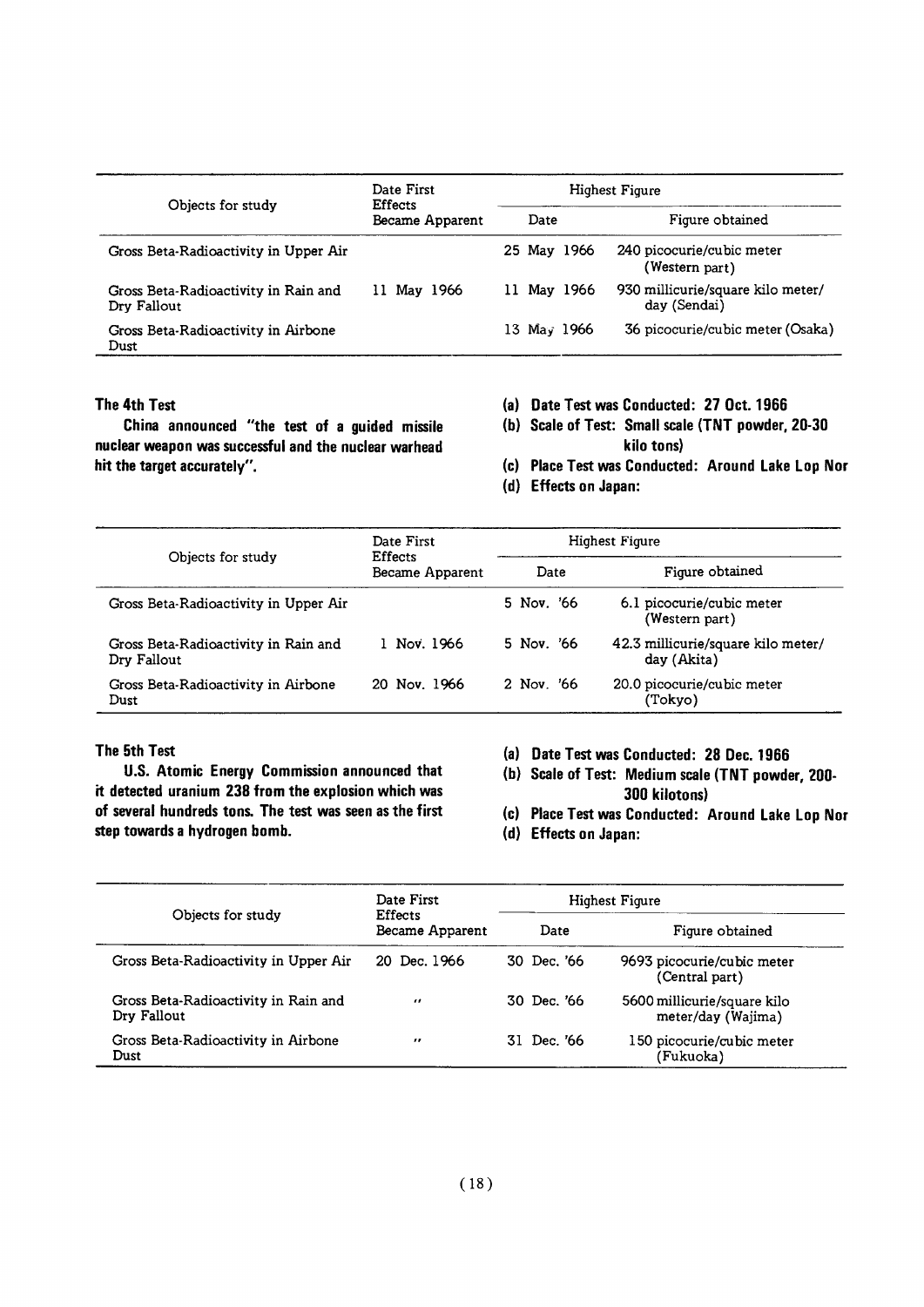| Objects for study | Date First Effects Became Apparent | Highest Figure | |
|---|---|---|---|
| | | Date | Figure obtained |
| Gross Beta-Radioactivity in Upper Air | | 25 May 1966 | 240 picocurie/cubic meter (Western part) |
| Gross Beta-Radioactivity in Rain and Dry Fallout | 11 May 1966 | 11 May 1966 | 930 millicurie/square kilo meter/day (Sendai) |
| Gross Beta-Radioactivity in Airbone Dust | | 13 May 1966 | 36 picocurie/cubic meter (Osaka) |

### The 4th Test

**China announced "the test of a guided missile nuclear weapon was successful and the nuclear warhead hit the target accurately".**

**(a) Date Test was Conducted: 27 Oct. 1966**

**(b) Scale of Test: Small scale (TNT powder, 20-30 kilo tons)**

**(c) Place Test was Conducted: Around Lake Lop Nor**

**(d) Effects on Japan:**

| Objects for study | Date First Effects Became Apparent | Highest Figure | |
|---|---|---|---|
| | | Date | Figure obtained |
| Gross Beta-Radioactivity in Upper Air | | 5 Nov. '66 | 6.1 picocurie/cubic meter (Western part) |
| Gross Beta-Radioactivity in Rain and Dry Fallout | 1 Nov. 1966 | 5 Nov. '66 | 42.3 millicurie/square kilo meter/day (Akita) |
| Gross Beta-Radioactivity in Airbone Dust | 20 Nov. 1966 | 2 Nov. '66 | 20.0 picocurie/cubic meter (Tokyo) |

### The 5th Test

**U.S. Atomic Energy Commission announced that it detected uranium 238 from the explosion which was of several hundreds tons. The test was seen as the first step towards a hydrogen bomb.**

**(a) Date Test was Conducted: 28 Dec. 1966**

**(b) Scale of Test: Medium scale (TNT powder, 200-300 kilotons)**

**(c) Place Test was Conducted: Around Lake Lop Nor**

**(d) Effects on Japan:**

| Objects for study | Date First Effects Became Apparent | Highest Figure | |
|---|---|---|---|
| | | Date | Figure obtained |
| Gross Beta-Radioactivity in Upper Air | 20 Dec. 1966 | 30 Dec. '66 | 9693 picocurie/cubic meter (Central part) |
| Gross Beta-Radioactivity in Rain and Dry Fallout | " | 30 Dec. '66 | 5600 millicurie/square kilo meter/day (Wajima) |
| Gross Beta-Radioactivity in Airbone Dust | " | 31 Dec. '66 | 150 picocurie/cubic meter (Fukuoka) |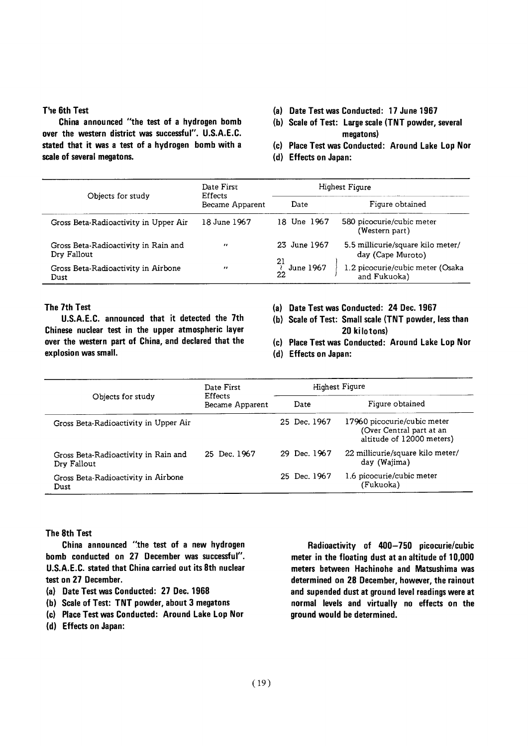### The 6th Test

China announced "the test of a hydrogen bomb over the western district was successful". U.S.A.E.C. stated that it was a test of a hydrogen bomb with a scale of several megatons.

(a) Date Test was Conducted: 17 June 1967

(b) Scale of Test: Large scale (TNT powder, several megatons)

(c) Place Test was Conducted: Around Lake Lop Nor

(d) Effects on Japan:

| Objects for study | Date First Effects Became Apparent | Highest Figure | |
|---|---|---|---|
| | | Date | Figure obtained |
| Gross Beta-Radioactivity in Upper Air | 18 June 1967 | 18 Une 1967 | 580 picocurie/cubic meter (Western part) |
| Gross Beta-Radioactivity in Rain and Dry Fallout | " | 23 June 1967 | 5.5 millicurie/square kilo meter/ day (Cape Muroto) |
| Gross Beta-Radioactivity in Airbone Dust | " | 21 ~ 22 June 1967 | 1.2 picocurie/cubic meter (Osaka and Fukuoka) |

### The 7th Test

U.S.A.E.C. announced that it detected the 7th Chinese nuclear test in the upper atmospheric layer over the western part of China, and declared that the explosion was small.

(a) Date Test was Conducted: 24 Dec. 1967

(b) Scale of Test: Small scale (TNT powder, less than 20 kilotons)

(c) Place Test was Conducted: Around Lake Lop Nor

(d) Effects on Japan:

| Objects for study | Date First Effects Became Apparent | Highest Figure | |
|---|---|---|---|
| | | Date | Figure obtained |
| Gross Beta-Radioactivity in Upper Air | | 25 Dec. 1967 | 17960 picocurie/cubic meter (Over Central part at an altitude of 12000 meters) |
| Gross Beta-Radioactivity in Rain and Dry Fallout | 25 Dec. 1967 | 29 Dec. 1967 | 22 millicurie/square kilo meter/ day (Wajima) |
| Gross Beta-Radioactivity in Airbone Dust | | 25 Dec. 1967 | 1.6 picocurie/cubic meter (Fukuoka) |

### The 8th Test

China announced "the test of a new hydrogen bomb conducted on 27 December was successful". U.S.A.E.C. stated that China carried out its 8th nuclear test on 27 December.

(a) Date Test was Conducted: 27 Dec. 1968

(b) Scale of Test: TNT powder, about 3 megatons

(c) Place Test was Conducted: Around Lake Lop Nor

(d) Effects on Japan:

Radioactivity of 400–750 picocurie/cubic meter in the floating dust at an altitude of 10,000 meters between Hachinohe and Matsushima was determined on 28 December, however, the rainout and supended dust at ground level readings were at normal levels and virtually no effects on the ground would be determined.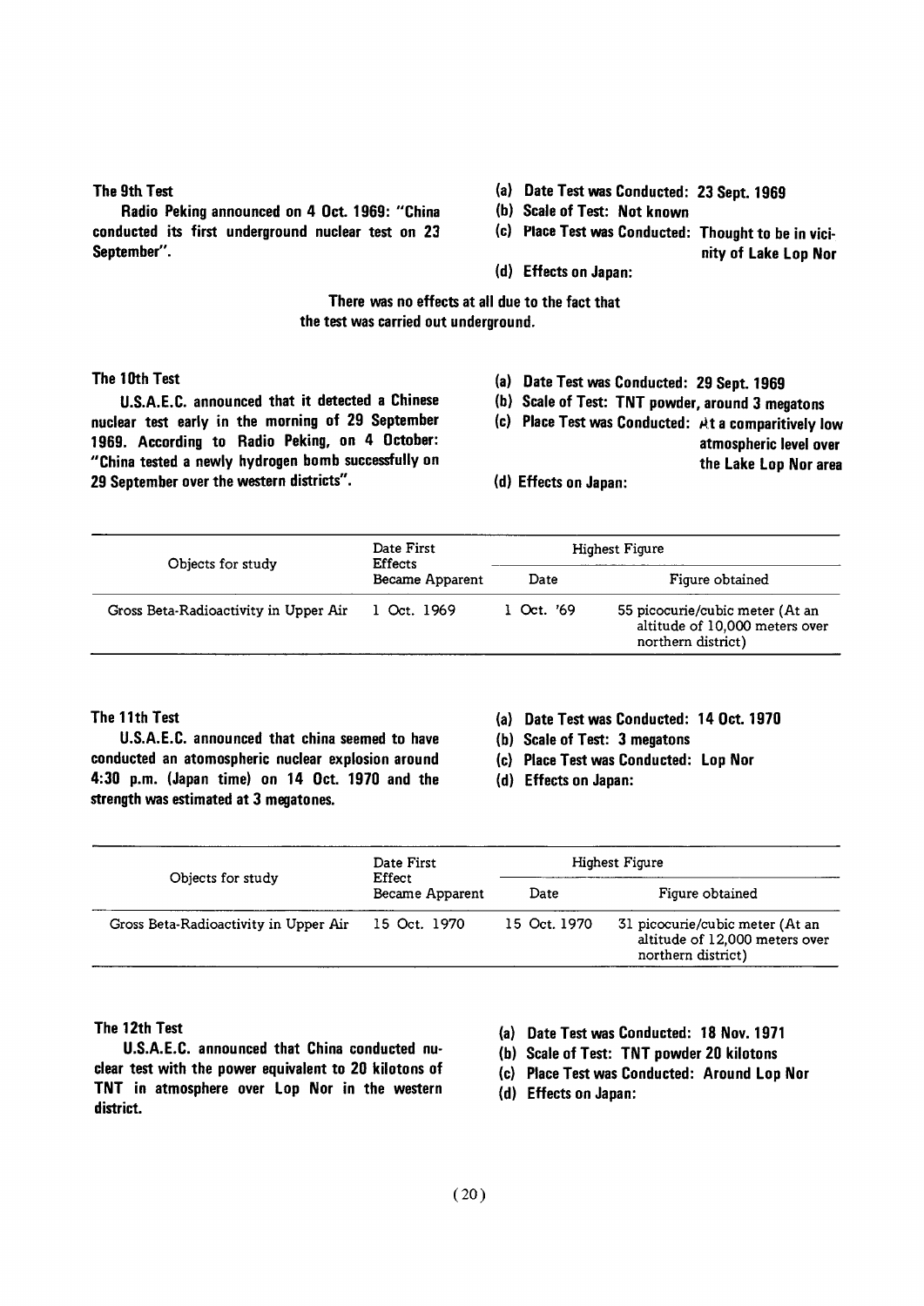### The 9th Test

Radio Peking announced on 4 Oct. 1969: "China conducted its first underground nuclear test on 23 September".

(a) Date Test was Conducted: 23 Sept. 1969
(b) Scale of Test: Not known
(c) Place Test was Conducted: Thought to be in vicinity of Lake Lop Nor
(d) Effects on Japan:

There was no effects at all due to the fact that the test was carried out underground.

### The 10th Test

U.S.A.E.C. announced that it detected a Chinese nuclear test early in the morning of 29 September 1969. According to Radio Peking, on 4 October: "China tested a newly hydrogen bomb successfully on 29 September over the western districts".

(a) Date Test was Conducted: 29 Sept. 1969
(b) Scale of Test: TNT powder, around 3 megatons
(c) Place Test was Conducted: At a comparitively low atmospheric level over the Lake Lop Nor area
(d) Effects on Japan:

| Objects for study | Date First Effects Became Apparent | Highest Figure | |
|---|---|---|---|
| | | Date | Figure obtained |
| Gross Beta-Radioactivity in Upper Air | 1 Oct. 1969 | 1 Oct. '69 | 55 picocurie/cubic meter (At an altitude of 10,000 meters over northern district) |

### The 11th Test

U.S.A.E.C. announced that china seemed to have conducted an atomospheric nuclear explosion around 4:30 p.m. (Japan time) on 14 Oct. 1970 and the strength was estimated at 3 megatones.

(a) Date Test was Conducted: 14 Oct. 1970
(b) Scale of Test: 3 megatons
(c) Place Test was Conducted: Lop Nor
(d) Effects on Japan:

| Objects for study | Date First Effect Became Apparent | Highest Figure | |
|---|---|---|---|
| | | Date | Figure obtained |
| Gross Beta-Radioactivity in Upper Air | 15 Oct. 1970 | 15 Oct. 1970 | 31 picocurie/cubic meter (At an altitude of 12,000 meters over northern district) |

### The 12th Test

U.S.A.E.C. announced that China conducted nuclear test with the power equivalent to 20 kilotons of TNT in atmosphere over Lop Nor in the western district.

(a) Date Test was Conducted: 18 Nov. 1971
(b) Scale of Test: TNT powder 20 kilotons
(c) Place Test was Conducted: Around Lop Nor
(d) Effects on Japan: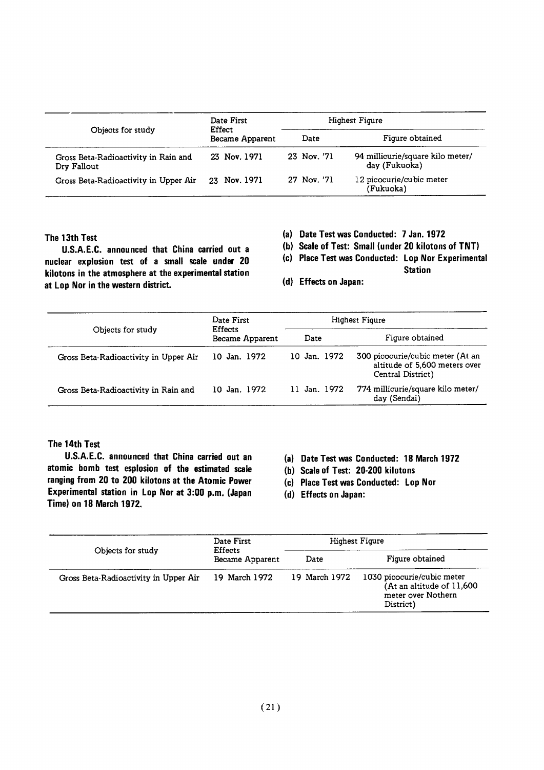| Objects for study | Date First Effect Became Apparent | Highest Figure | |
|---|---|---|---|
| | | Date | Figure obtained |
| Gross Beta-Radioactivity in Rain and Dry Fallout | 23 Nov. 1971 | 23 Nov. '71 | 94 millicurie/square kilo meter/ day (Fukuoka) |
| Gross Beta-Radioactivity in Upper Air | 23 Nov. 1971 | 27 Nov. '71 | 12 picocurie/cubic meter (Fukuoka) |

### The 13th Test

**U.S.A.E.C. announced that China carried out a nuclear explosion test of a small scale under 20 kilotons in the atmosphere at the experimental station at Lop Nor in the western district.**

**(a) Date Test was Conducted: 7 Jan. 1972**

**(b) Scale of Test: Small (under 20 kilotons of TNT)**

**(c) Place Test was Conducted: Lop Nor Experimental Station**

**(d) Effects on Japan:**

| Objects for study | Date First Effects Became Apparent | Highest Figure | |
|---|---|---|---|
| | | Date | Figure obtained |
| Gross Beta-Radioactivity in Upper Air | 10 Jan. 1972 | 10 Jan. 1972 | 300 picocurie/cubic meter (At an altitude of 5,600 meters over Central District) |
| Gross Beta-Radioactivity in Rain and | 10 Jan. 1972 | 11 Jan. 1972 | 774 millicurie/square kilo meter/ day (Sendai) |

### The 14th Test

**U.S.A.E.C. announced that China carried out an atomic bomb test esplosion of the estimated scale ranging from 20 to 200 kilotons at the Atomic Power Experimental station in Lop Nor at 3:00 p.m. (Japan Time) on 18 March 1972.**

**(a) Date Test was Conducted: 18 March 1972**

**(b) Scale of Test: 20-200 kilotons**

**(c) Place Test was Conducted: Lop Nor**

**(d) Effects on Japan:**

| Objects for study | Date First Effects Became Apparent | Highest Figure | |
|---|---|---|---|
| | | Date | Figure obtained |
| Gross Beta-Radioactivity in Upper Air | 19 March 1972 | 19 March 1972 | 1030 picocurie/cubic meter (At an altitude of 11,600 meter over Nothern District) |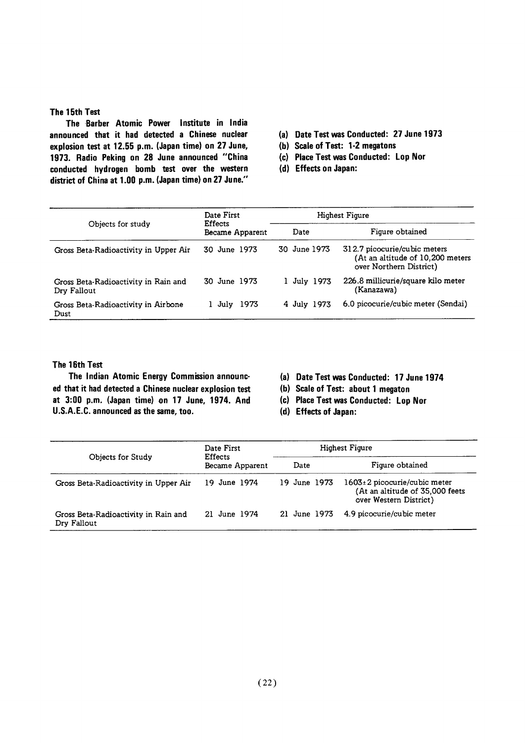## The 15th Test

**The Barber Atomic Power Institute in India announced that it had detected a Chinese nuclear explosion test at 12.55 p.m. (Japan time) on 27 June, 1973. Radio Peking on 28 June announced "China conducted hydrogen bomb test over the western district of China at 1.00 p.m. (Japan time) on 27 June."**

**(a) Date Test was Conducted: 27 June 1973**
**(b) Scale of Test: 1-2 megatons**
**(c) Place Test was Conducted: Lop Nor**
**(d) Effects on Japan:**

| Objects for study | Date First Effects Became Apparent | Highest Figure | |
|---|---|---|---|
| | | Date | Figure obtained |
| Gross Beta-Radioactivity in Upper Air | 30 June 1973 | 30 June 1973 | 312.7 picocurie/cubic meters (At an altitude of 10,200 meters over Northern District) |
| Gross Beta-Radioactivity in Rain and Dry Fallout | 30 June 1973 | 1 July 1973 | 226.8 millicurie/square kilo meter (Kanazawa) |
| Gross Beta-Radioactivity in Airbone Dust | 1 July 1973 | 4 July 1973 | 6.0 picocurie/cubic meter (Sendai) |

## The 16th Test

**The Indian Atomic Energy Commission announced that it had detected a Chinese nuclear explosion test at 3:00 p.m. (Japan time) on 17 June, 1974. And U.S.A.E.C. announced as the same, too.**

**(a) Date Test was Conducted: 17 June 1974**
**(b) Scale of Test: about 1 megaton**
**(c) Place Test was Conducted: Lop Nor**
**(d) Effects of Japan:**

| Objects for Study | Date First Effects Became Apparent | Highest Figure | |
|---|---|---|---|
| | | Date | Figure obtained |
| Gross Beta-Radioactivity in Upper Air | 19 June 1974 | 19 June 1973 | 1603±2 picocurie/cubic meter (At an altitude of 35,000 feets over Western District) |
| Gross Beta-Radioactivity in Rain and Dry Fallout | 21 June 1974 | 21 June 1973 | 4.9 picocurie/cubic meter |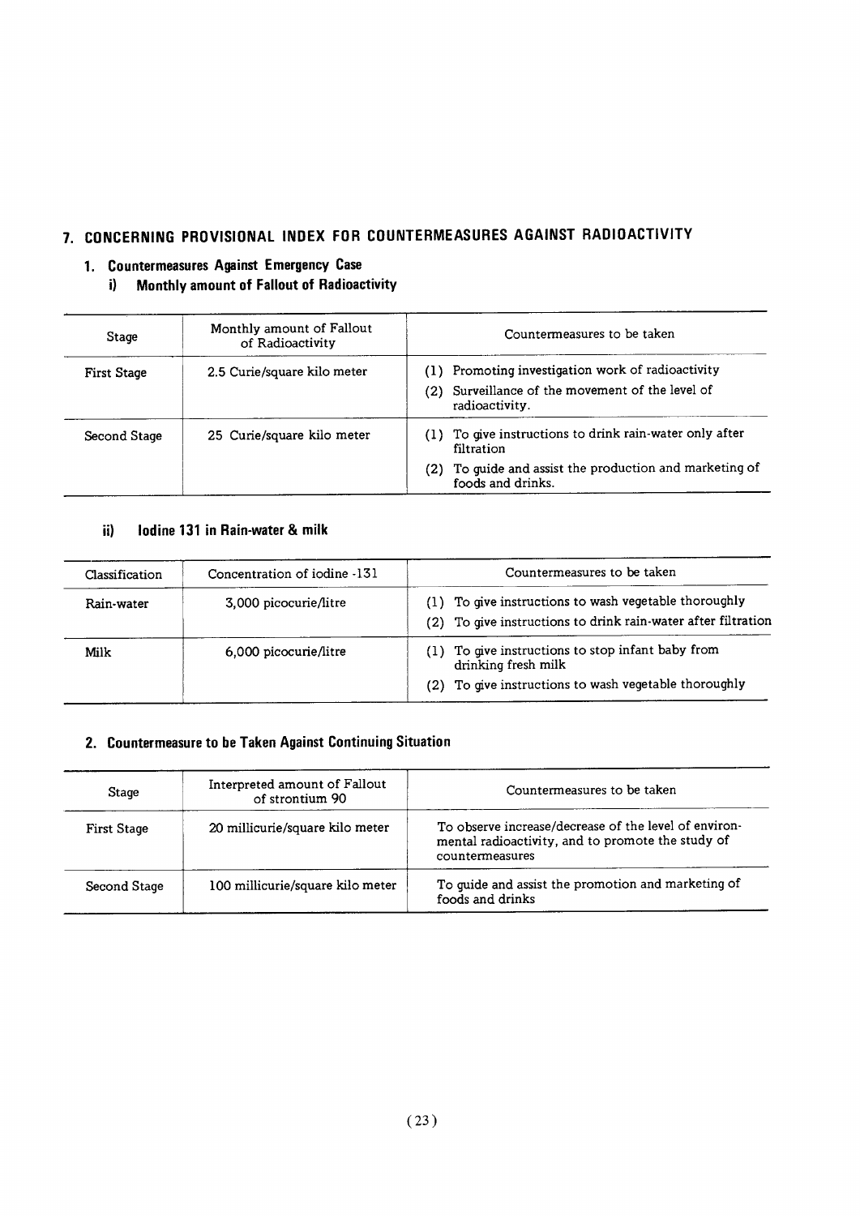## 7. CONCERNING PROVISIONAL INDEX FOR COUNTERMEASURES AGAINST RADIOACTIVITY

### 1. Countermeasures Against Emergency Case

#### i) Monthly amount of Fallout of Radioactivity

| Stage | Monthly amount of Fallout of Radioactivity | Countermeasures to be taken |
|---|---|---|
| First Stage | 2.5 Curie/square kilo meter | (1) Promoting investigation work of radioactivity<br>(2) Surveillance of the movement of the level of radioactivity. |
| Second Stage | 25 Curie/square kilo meter | (1) To give instructions to drink rain-water only after filtration<br>(2) To guide and assist the production and marketing of foods and drinks. |

#### ii) Iodine 131 in Rain-water & milk

| Classification | Concentration of iodine -131 | Countermeasures to be taken |
|---|---|---|
| Rain-water | 3,000 picocurie/litre | (1) To give instructions to wash vegetable thoroughly<br>(2) To give instructions to drink rain-water after filtration |
| Milk | 6,000 picocurie/litre | (1) To give instructions to stop infant baby from drinking fresh milk<br>(2) To give instructions to wash vegetable thoroughly |

### 2. Countermeasure to be Taken Against Continuing Situation

| Stage | Interpreted amount of Fallout of strontium 90 | Countermeasures to be taken |
|---|---|---|
| First Stage | 20 millicurie/square kilo meter | To observe increase/decrease of the level of environmental radioactivity, and to promote the study of countermeasures |
| Second Stage | 100 millicurie/square kilo meter | To guide and assist the promotion and marketing of foods and drinks |